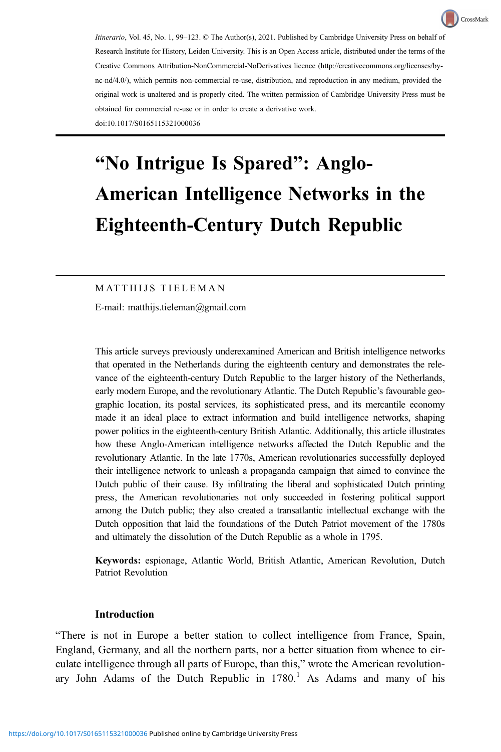*Itinerario*, Vol. 45, No. 1, 99–123. © The Author(s), 2021. Published by Cambridge University Press on behalf of Research Institute for History, Leiden University. This is an Open Access article, distributed under the terms of the Creative Commons Attribution-NonCommercial-NoDerivatives licence (http://creativecommons.org/licenses/by-nc-nd/4.0/), which permits non-commercial re-use, distribution, and reproduction in any medium, provided the original work is unaltered and is properly cited. The written permission of Cambridge University Press must be obtained for commercial re-use or in order to create a derivative work.
doi:10.1017/S0165115321000036

# "No Intrigue Is Spared": Anglo-American Intelligence Networks in the Eighteenth-Century Dutch Republic

MATTHIJS TIELEMAN

E-mail: matthijs.tieleman@gmail.com

This article surveys previously underexamined American and British intelligence networks that operated in the Netherlands during the eighteenth century and demonstrates the relevance of the eighteenth-century Dutch Republic to the larger history of the Netherlands, early modern Europe, and the revolutionary Atlantic. The Dutch Republic's favourable geographic location, its postal services, its sophisticated press, and its mercantile economy made it an ideal place to extract information and build intelligence networks, shaping power politics in the eighteenth-century British Atlantic. Additionally, this article illustrates how these Anglo-American intelligence networks affected the Dutch Republic and the revolutionary Atlantic. In the late 1770s, American revolutionaries successfully deployed their intelligence network to unleash a propaganda campaign that aimed to convince the Dutch public of their cause. By infiltrating the liberal and sophisticated Dutch printing press, the American revolutionaries not only succeeded in fostering political support among the Dutch public; they also created a transatlantic intellectual exchange with the Dutch opposition that laid the foundations of the Dutch Patriot movement of the 1780s and ultimately the dissolution of the Dutch Republic as a whole in 1795.

**Keywords:** espionage, Atlantic World, British Atlantic, American Revolution, Dutch Patriot Revolution

## Introduction

"There is not in Europe a better station to collect intelligence from France, Spain, England, Germany, and all the northern parts, nor a better situation from whence to circulate intelligence through all parts of Europe, than this," wrote the American revolutionary John Adams of the Dutch Republic in 1780.[1] As Adams and many of his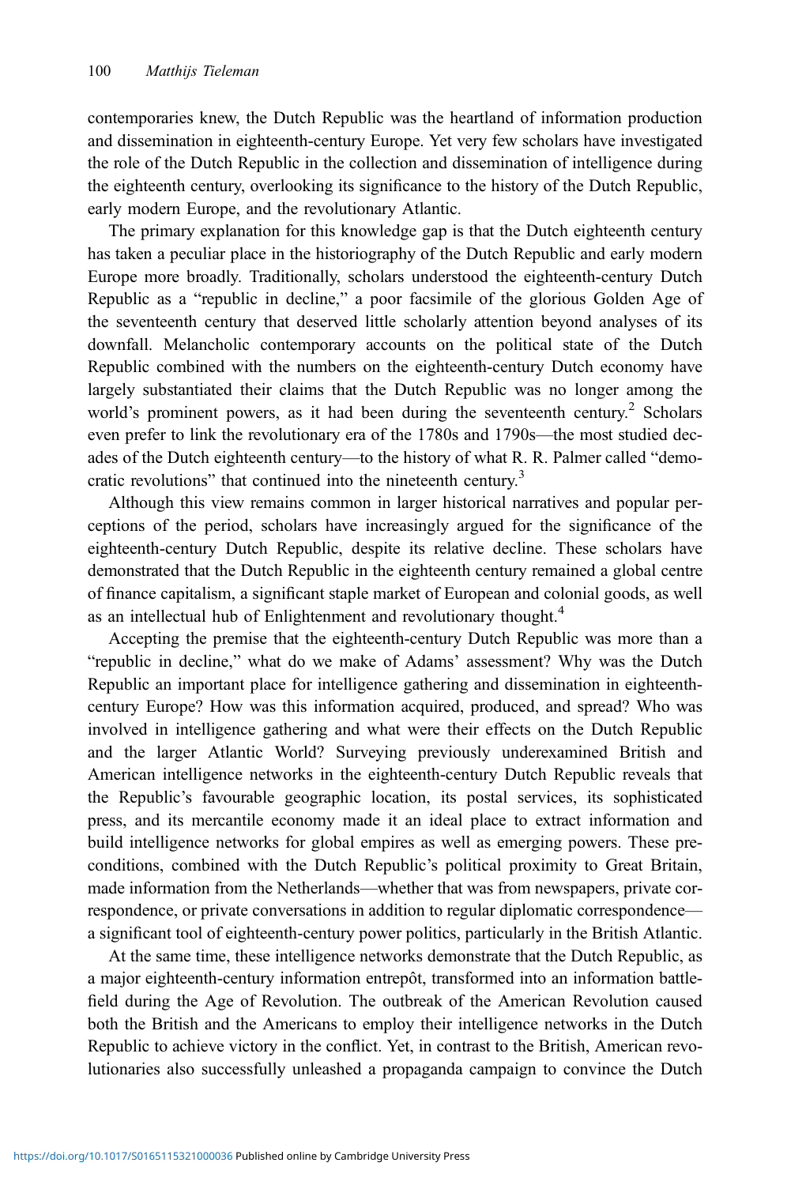contemporaries knew, the Dutch Republic was the heartland of information production and dissemination in eighteenth-century Europe. Yet very few scholars have investigated the role of the Dutch Republic in the collection and dissemination of intelligence during the eighteenth century, overlooking its significance to the history of the Dutch Republic, early modern Europe, and the revolutionary Atlantic.

The primary explanation for this knowledge gap is that the Dutch eighteenth century has taken a peculiar place in the historiography of the Dutch Republic and early modern Europe more broadly. Traditionally, scholars understood the eighteenth-century Dutch Republic as a "republic in decline," a poor facsimile of the glorious Golden Age of the seventeenth century that deserved little scholarly attention beyond analyses of its downfall. Melancholic contemporary accounts on the political state of the Dutch Republic combined with the numbers on the eighteenth-century Dutch economy have largely substantiated their claims that the Dutch Republic was no longer among the world's prominent powers, as it had been during the seventeenth century.[2] Scholars even prefer to link the revolutionary era of the 1780s and 1790s—the most studied decades of the Dutch eighteenth century—to the history of what R. R. Palmer called "democratic revolutions" that continued into the nineteenth century.[3]

Although this view remains common in larger historical narratives and popular perceptions of the period, scholars have increasingly argued for the significance of the eighteenth-century Dutch Republic, despite its relative decline. These scholars have demonstrated that the Dutch Republic in the eighteenth century remained a global centre of finance capitalism, a significant staple market of European and colonial goods, as well as an intellectual hub of Enlightenment and revolutionary thought.[4]

Accepting the premise that the eighteenth-century Dutch Republic was more than a "republic in decline," what do we make of Adams' assessment? Why was the Dutch Republic an important place for intelligence gathering and dissemination in eighteenth-century Europe? How was this information acquired, produced, and spread? Who was involved in intelligence gathering and what were their effects on the Dutch Republic and the larger Atlantic World? Surveying previously underexamined British and American intelligence networks in the eighteenth-century Dutch Republic reveals that the Republic's favourable geographic location, its postal services, its sophisticated press, and its mercantile economy made it an ideal place to extract information and build intelligence networks for global empires as well as emerging powers. These preconditions, combined with the Dutch Republic's political proximity to Great Britain, made information from the Netherlands—whether that was from newspapers, private correspondence, or private conversations in addition to regular diplomatic correspondence—a significant tool of eighteenth-century power politics, particularly in the British Atlantic.

At the same time, these intelligence networks demonstrate that the Dutch Republic, as a major eighteenth-century information entrepôt, transformed into an information battlefield during the Age of Revolution. The outbreak of the American Revolution caused both the British and the Americans to employ their intelligence networks in the Dutch Republic to achieve victory in the conflict. Yet, in contrast to the British, American revolutionaries also successfully unleashed a propaganda campaign to convince the Dutch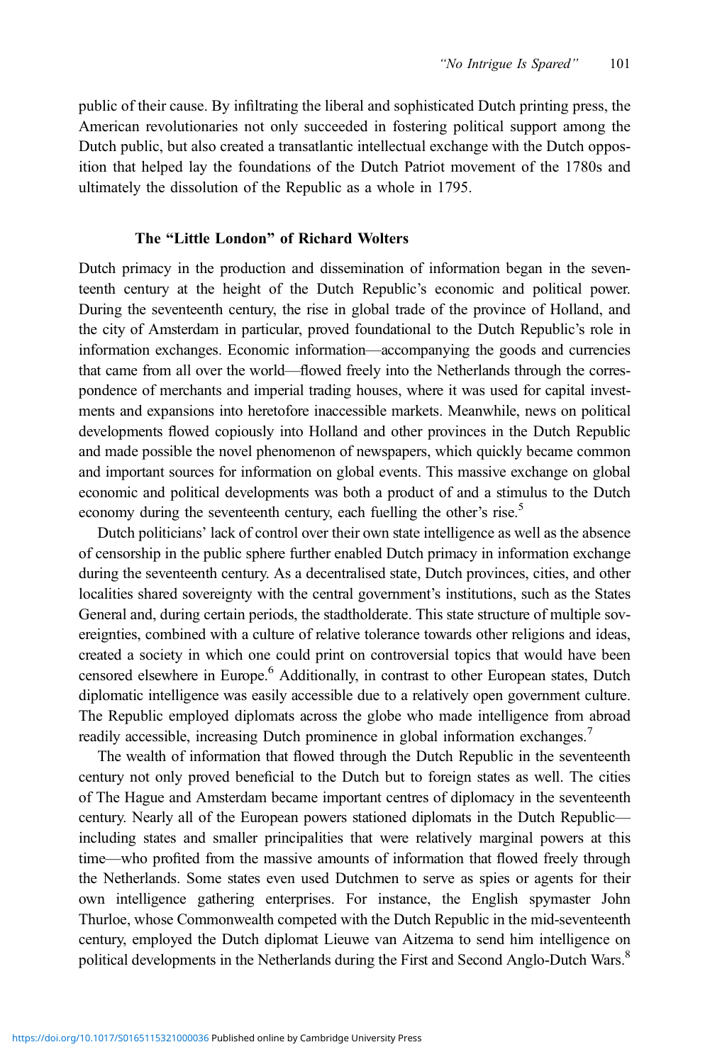public of their cause. By infiltrating the liberal and sophisticated Dutch printing press, the American revolutionaries not only succeeded in fostering political support among the Dutch public, but also created a transatlantic intellectual exchange with the Dutch opposition that helped lay the foundations of the Dutch Patriot movement of the 1780s and ultimately the dissolution of the Republic as a whole in 1795.

### The "Little London" of Richard Wolters

Dutch primacy in the production and dissemination of information began in the seventeenth century at the height of the Dutch Republic's economic and political power. During the seventeenth century, the rise in global trade of the province of Holland, and the city of Amsterdam in particular, proved foundational to the Dutch Republic's role in information exchanges. Economic information—accompanying the goods and currencies that came from all over the world—flowed freely into the Netherlands through the correspondence of merchants and imperial trading houses, where it was used for capital investments and expansions into heretofore inaccessible markets. Meanwhile, news on political developments flowed copiously into Holland and other provinces in the Dutch Republic and made possible the novel phenomenon of newspapers, which quickly became common and important sources for information on global events. This massive exchange on global economic and political developments was both a product of and a stimulus to the Dutch economy during the seventeenth century, each fuelling the other's rise.[5]

Dutch politicians' lack of control over their own state intelligence as well as the absence of censorship in the public sphere further enabled Dutch primacy in information exchange during the seventeenth century. As a decentralised state, Dutch provinces, cities, and other localities shared sovereignty with the central government's institutions, such as the States General and, during certain periods, the stadtholderate. This state structure of multiple sovereignties, combined with a culture of relative tolerance towards other religions and ideas, created a society in which one could print on controversial topics that would have been censored elsewhere in Europe.[6] Additionally, in contrast to other European states, Dutch diplomatic intelligence was easily accessible due to a relatively open government culture. The Republic employed diplomats across the globe who made intelligence from abroad readily accessible, increasing Dutch prominence in global information exchanges.[7]

The wealth of information that flowed through the Dutch Republic in the seventeenth century not only proved beneficial to the Dutch but to foreign states as well. The cities of The Hague and Amsterdam became important centres of diplomacy in the seventeenth century. Nearly all of the European powers stationed diplomats in the Dutch Republic—including states and smaller principalities that were relatively marginal powers at this time—who profited from the massive amounts of information that flowed freely through the Netherlands. Some states even used Dutchmen to serve as spies or agents for their own intelligence gathering enterprises. For instance, the English spymaster John Thurloe, whose Commonwealth competed with the Dutch Republic in the mid-seventeenth century, employed the Dutch diplomat Lieuwe van Aitzema to send him intelligence on political developments in the Netherlands during the First and Second Anglo-Dutch Wars.[8]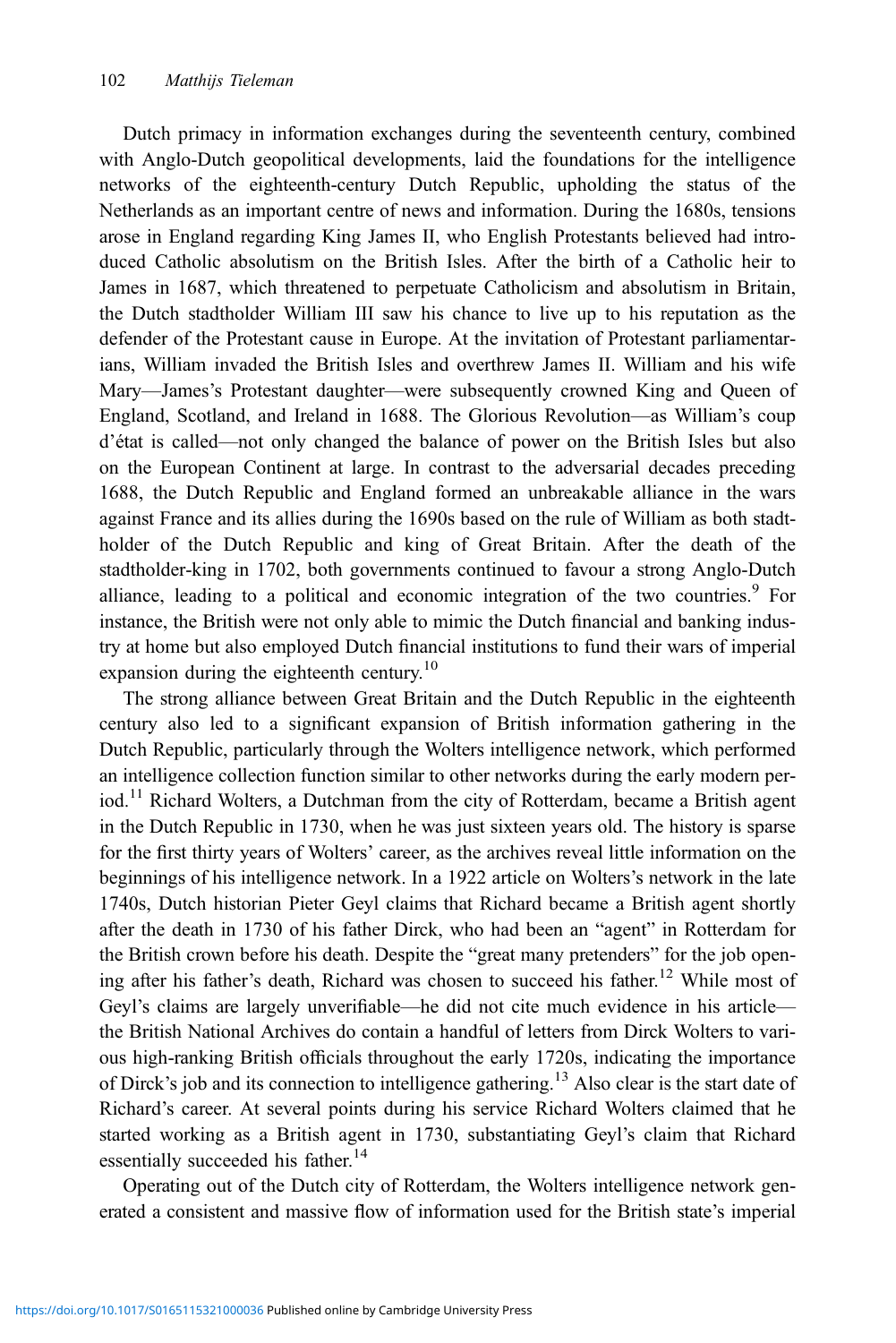Dutch primacy in information exchanges during the seventeenth century, combined with Anglo-Dutch geopolitical developments, laid the foundations for the intelligence networks of the eighteenth-century Dutch Republic, upholding the status of the Netherlands as an important centre of news and information. During the 1680s, tensions arose in England regarding King James II, who English Protestants believed had introduced Catholic absolutism on the British Isles. After the birth of a Catholic heir to James in 1687, which threatened to perpetuate Catholicism and absolutism in Britain, the Dutch stadtholder William III saw his chance to live up to his reputation as the defender of the Protestant cause in Europe. At the invitation of Protestant parliamentarians, William invaded the British Isles and overthrew James II. William and his wife Mary—James's Protestant daughter—were subsequently crowned King and Queen of England, Scotland, and Ireland in 1688. The Glorious Revolution—as William's coup d'état is called—not only changed the balance of power on the British Isles but also on the European Continent at large. In contrast to the adversarial decades preceding 1688, the Dutch Republic and England formed an unbreakable alliance in the wars against France and its allies during the 1690s based on the rule of William as both stadtholder of the Dutch Republic and king of Great Britain. After the death of the stadtholder-king in 1702, both governments continued to favour a strong Anglo-Dutch alliance, leading to a political and economic integration of the two countries.[9] For instance, the British were not only able to mimic the Dutch financial and banking industry at home but also employed Dutch financial institutions to fund their wars of imperial expansion during the eighteenth century.[10]

The strong alliance between Great Britain and the Dutch Republic in the eighteenth century also led to a significant expansion of British information gathering in the Dutch Republic, particularly through the Wolters intelligence network, which performed an intelligence collection function similar to other networks during the early modern period.[11] Richard Wolters, a Dutchman from the city of Rotterdam, became a British agent in the Dutch Republic in 1730, when he was just sixteen years old. The history is sparse for the first thirty years of Wolters' career, as the archives reveal little information on the beginnings of his intelligence network. In a 1922 article on Wolters's network in the late 1740s, Dutch historian Pieter Geyl claims that Richard became a British agent shortly after the death in 1730 of his father Dirck, who had been an "agent" in Rotterdam for the British crown before his death. Despite the "great many pretenders" for the job opening after his father's death, Richard was chosen to succeed his father.[12] While most of Geyl's claims are largely unverifiable—he did not cite much evidence in his article—the British National Archives do contain a handful of letters from Dirck Wolters to various high-ranking British officials throughout the early 1720s, indicating the importance of Dirck's job and its connection to intelligence gathering.[13] Also clear is the start date of Richard's career. At several points during his service Richard Wolters claimed that he started working as a British agent in 1730, substantiating Geyl's claim that Richard essentially succeeded his father.[14]

Operating out of the Dutch city of Rotterdam, the Wolters intelligence network generated a consistent and massive flow of information used for the British state's imperial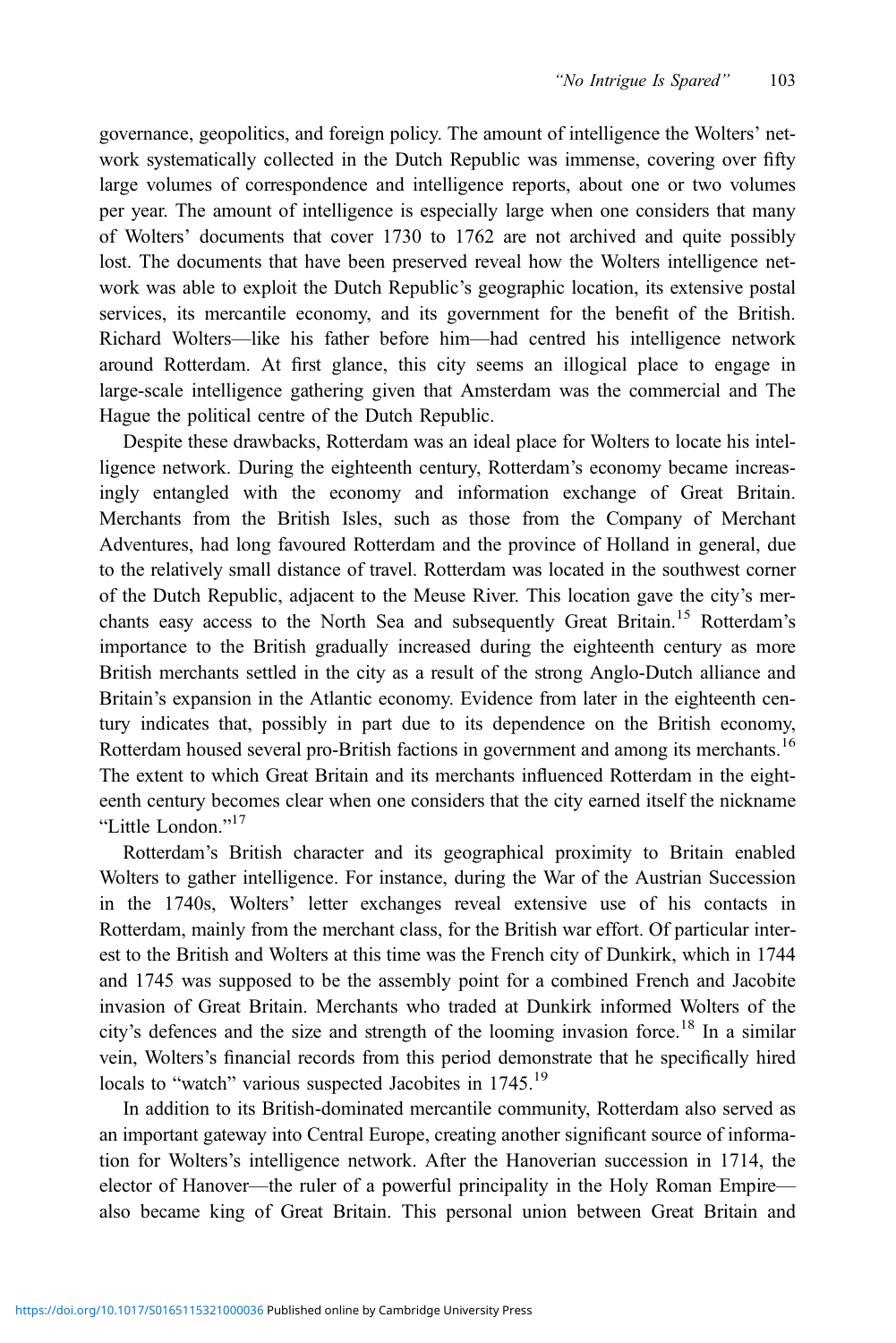governance, geopolitics, and foreign policy. The amount of intelligence the Wolters' network systematically collected in the Dutch Republic was immense, covering over fifty large volumes of correspondence and intelligence reports, about one or two volumes per year. The amount of intelligence is especially large when one considers that many of Wolters' documents that cover 1730 to 1762 are not archived and quite possibly lost. The documents that have been preserved reveal how the Wolters intelligence network was able to exploit the Dutch Republic's geographic location, its extensive postal services, its mercantile economy, and its government for the benefit of the British. Richard Wolters—like his father before him—had centred his intelligence network around Rotterdam. At first glance, this city seems an illogical place to engage in large-scale intelligence gathering given that Amsterdam was the commercial and The Hague the political centre of the Dutch Republic.

Despite these drawbacks, Rotterdam was an ideal place for Wolters to locate his intelligence network. During the eighteenth century, Rotterdam's economy became increasingly entangled with the economy and information exchange of Great Britain. Merchants from the British Isles, such as those from the Company of Merchant Adventures, had long favoured Rotterdam and the province of Holland in general, due to the relatively small distance of travel. Rotterdam was located in the southwest corner of the Dutch Republic, adjacent to the Meuse River. This location gave the city's merchants easy access to the North Sea and subsequently Great Britain.[15] Rotterdam's importance to the British gradually increased during the eighteenth century as more British merchants settled in the city as a result of the strong Anglo-Dutch alliance and Britain's expansion in the Atlantic economy. Evidence from later in the eighteenth century indicates that, possibly in part due to its dependence on the British economy, Rotterdam housed several pro-British factions in government and among its merchants.[16] The extent to which Great Britain and its merchants influenced Rotterdam in the eighteenth century becomes clear when one considers that the city earned itself the nickname "Little London."[17]

Rotterdam's British character and its geographical proximity to Britain enabled Wolters to gather intelligence. For instance, during the War of the Austrian Succession in the 1740s, Wolters' letter exchanges reveal extensive use of his contacts in Rotterdam, mainly from the merchant class, for the British war effort. Of particular interest to the British and Wolters at this time was the French city of Dunkirk, which in 1744 and 1745 was supposed to be the assembly point for a combined French and Jacobite invasion of Great Britain. Merchants who traded at Dunkirk informed Wolters of the city's defences and the size and strength of the looming invasion force.[18] In a similar vein, Wolters's financial records from this period demonstrate that he specifically hired locals to "watch" various suspected Jacobites in 1745.[19]

In addition to its British-dominated mercantile community, Rotterdam also served as an important gateway into Central Europe, creating another significant source of information for Wolters's intelligence network. After the Hanoverian succession in 1714, the elector of Hanover—the ruler of a powerful principality in the Holy Roman Empire—also became king of Great Britain. This personal union between Great Britain and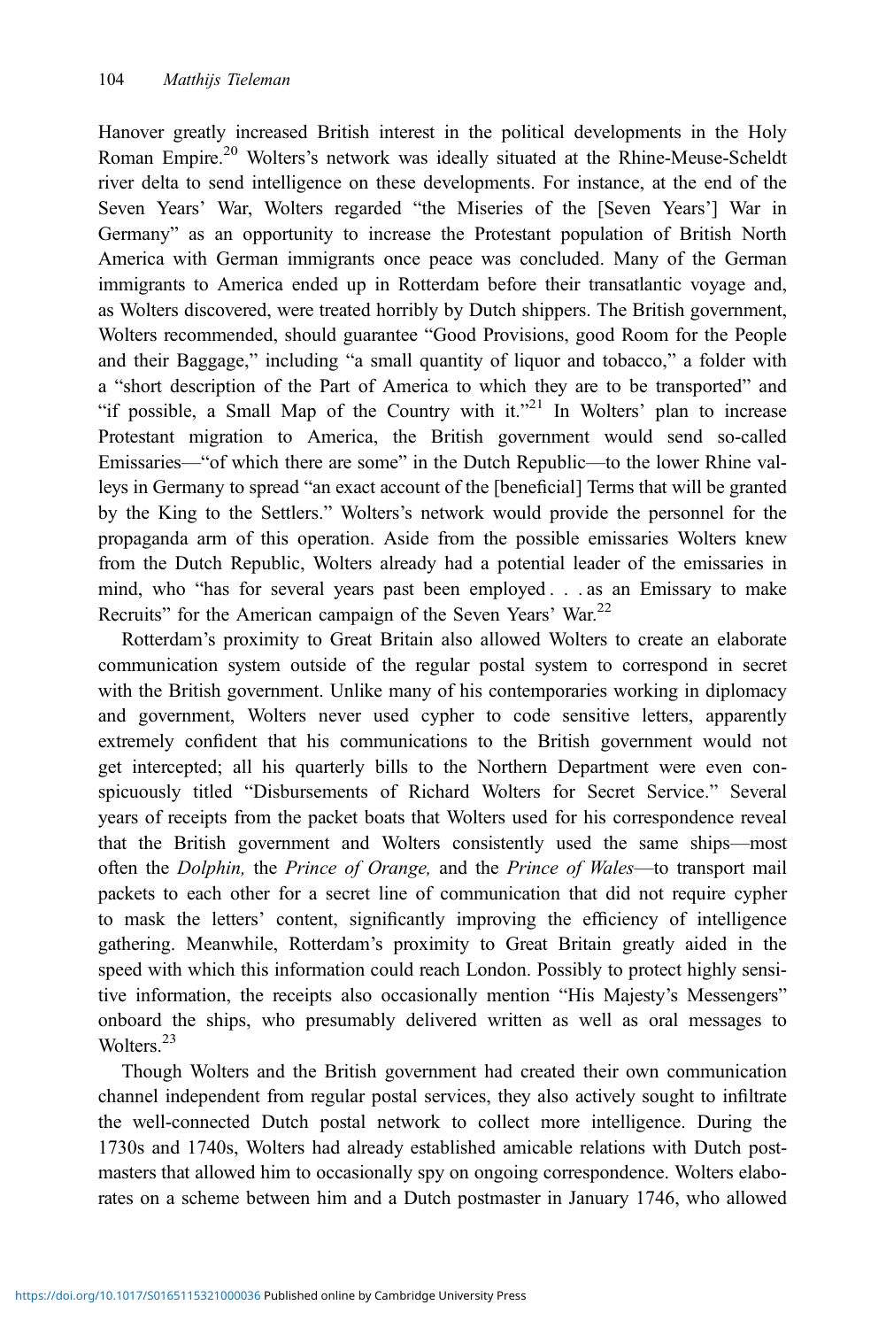Hanover greatly increased British interest in the political developments in the Holy Roman Empire.[20] Wolters's network was ideally situated at the Rhine-Meuse-Scheldt river delta to send intelligence on these developments. For instance, at the end of the Seven Years' War, Wolters regarded "the Miseries of the [Seven Years'] War in Germany" as an opportunity to increase the Protestant population of British North America with German immigrants once peace was concluded. Many of the German immigrants to America ended up in Rotterdam before their transatlantic voyage and, as Wolters discovered, were treated horribly by Dutch shippers. The British government, Wolters recommended, should guarantee "Good Provisions, good Room for the People and their Baggage," including "a small quantity of liquor and tobacco," a folder with a "short description of the Part of America to which they are to be transported" and "if possible, a Small Map of the Country with it."[21] In Wolters' plan to increase Protestant migration to America, the British government would send so-called Emissaries—"of which there are some" in the Dutch Republic—to the lower Rhine valleys in Germany to spread "an exact account of the [beneficial] Terms that will be granted by the King to the Settlers." Wolters's network would provide the personnel for the propaganda arm of this operation. Aside from the possible emissaries Wolters knew from the Dutch Republic, Wolters already had a potential leader of the emissaries in mind, who "has for several years past been employed . . . as an Emissary to make Recruits" for the American campaign of the Seven Years' War.[22]

Rotterdam's proximity to Great Britain also allowed Wolters to create an elaborate communication system outside of the regular postal system to correspond in secret with the British government. Unlike many of his contemporaries working in diplomacy and government, Wolters never used cypher to code sensitive letters, apparently extremely confident that his communications to the British government would not get intercepted; all his quarterly bills to the Northern Department were even conspicuously titled "Disbursements of Richard Wolters for Secret Service." Several years of receipts from the packet boats that Wolters used for his correspondence reveal that the British government and Wolters consistently used the same ships—most often the *Dolphin,* the *Prince of Orange,* and the *Prince of Wales*—to transport mail packets to each other for a secret line of communication that did not require cypher to mask the letters' content, significantly improving the efficiency of intelligence gathering. Meanwhile, Rotterdam's proximity to Great Britain greatly aided in the speed with which this information could reach London. Possibly to protect highly sensitive information, the receipts also occasionally mention "His Majesty's Messengers" onboard the ships, who presumably delivered written as well as oral messages to Wolters.[23]

Though Wolters and the British government had created their own communication channel independent from regular postal services, they also actively sought to infiltrate the well-connected Dutch postal network to collect more intelligence. During the 1730s and 1740s, Wolters had already established amicable relations with Dutch postmasters that allowed him to occasionally spy on ongoing correspondence. Wolters elaborates on a scheme between him and a Dutch postmaster in January 1746, who allowed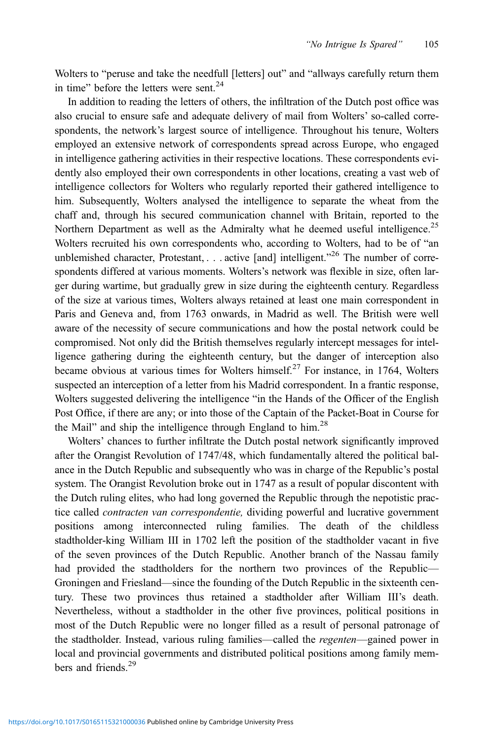Wolters to "peruse and take the needfull [letters] out" and "allways carefully return them in time" before the letters were sent.[24]

In addition to reading the letters of others, the infiltration of the Dutch post office was also crucial to ensure safe and adequate delivery of mail from Wolters' so-called correspondents, the network's largest source of intelligence. Throughout his tenure, Wolters employed an extensive network of correspondents spread across Europe, who engaged in intelligence gathering activities in their respective locations. These correspondents evidently also employed their own correspondents in other locations, creating a vast web of intelligence collectors for Wolters who regularly reported their gathered intelligence to him. Subsequently, Wolters analysed the intelligence to separate the wheat from the chaff and, through his secured communication channel with Britain, reported to the Northern Department as well as the Admiralty what he deemed useful intelligence.[25] Wolters recruited his own correspondents who, according to Wolters, had to be of "an unblemished character, Protestant, . . . active [and] intelligent."[26] The number of correspondents differed at various moments. Wolters's network was flexible in size, often larger during wartime, but gradually grew in size during the eighteenth century. Regardless of the size at various times, Wolters always retained at least one main correspondent in Paris and Geneva and, from 1763 onwards, in Madrid as well. The British were well aware of the necessity of secure communications and how the postal network could be compromised. Not only did the British themselves regularly intercept messages for intelligence gathering during the eighteenth century, but the danger of interception also became obvious at various times for Wolters himself.[27] For instance, in 1764, Wolters suspected an interception of a letter from his Madrid correspondent. In a frantic response, Wolters suggested delivering the intelligence "in the Hands of the Officer of the English Post Office, if there are any; or into those of the Captain of the Packet-Boat in Course for the Mail" and ship the intelligence through England to him.[28]

Wolters' chances to further infiltrate the Dutch postal network significantly improved after the Orangist Revolution of 1747/48, which fundamentally altered the political balance in the Dutch Republic and subsequently who was in charge of the Republic's postal system. The Orangist Revolution broke out in 1747 as a result of popular discontent with the Dutch ruling elites, who had long governed the Republic through the nepotistic practice called *contracten van correspondentie,* dividing powerful and lucrative government positions among interconnected ruling families. The death of the childless stadtholder-king William III in 1702 left the position of the stadtholder vacant in five of the seven provinces of the Dutch Republic. Another branch of the Nassau family had provided the stadtholders for the northern two provinces of the Republic—Groningen and Friesland—since the founding of the Dutch Republic in the sixteenth century. These two provinces thus retained a stadtholder after William III's death. Nevertheless, without a stadtholder in the other five provinces, political positions in most of the Dutch Republic were no longer filled as a result of personal patronage of the stadtholder. Instead, various ruling families—called the *regenten*—gained power in local and provincial governments and distributed political positions among family members and friends.[29]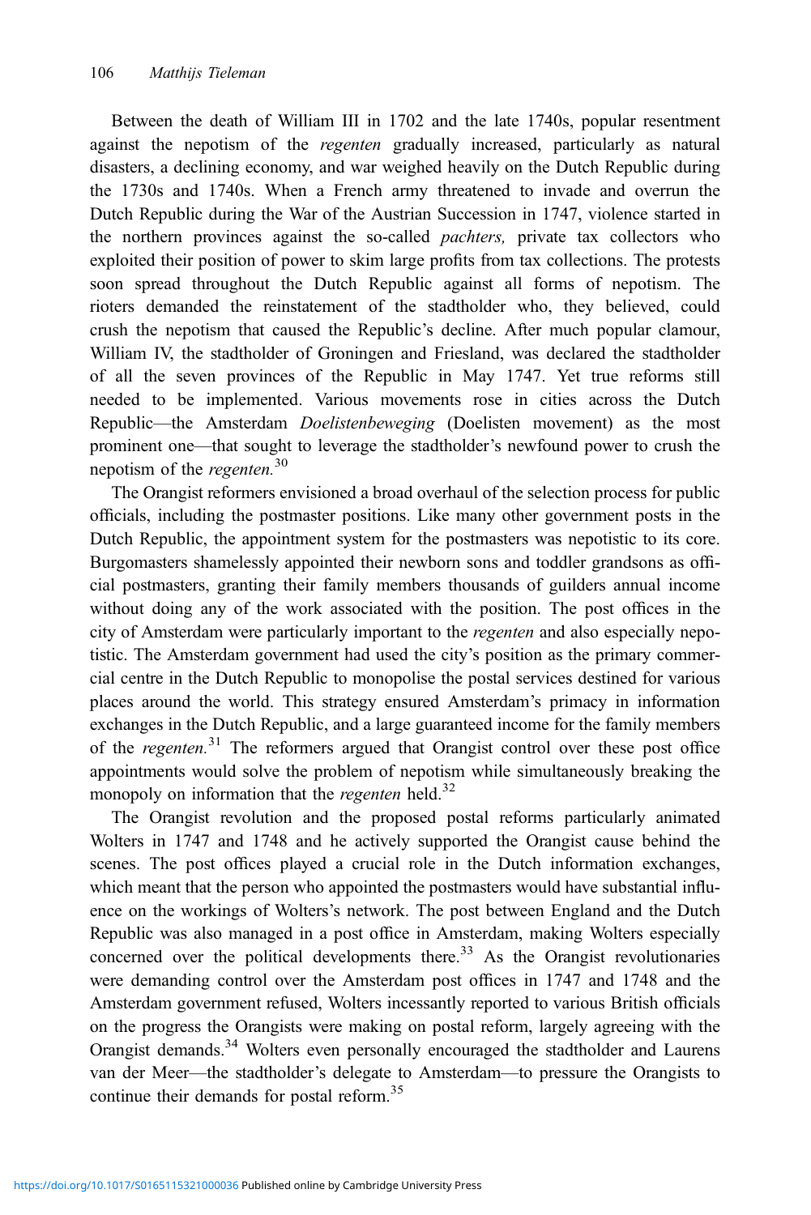Between the death of William III in 1702 and the late 1740s, popular resentment against the nepotism of the *regenten* gradually increased, particularly as natural disasters, a declining economy, and war weighed heavily on the Dutch Republic during the 1730s and 1740s. When a French army threatened to invade and overrun the Dutch Republic during the War of the Austrian Succession in 1747, violence started in the northern provinces against the so-called *pachters,* private tax collectors who exploited their position of power to skim large profits from tax collections. The protests soon spread throughout the Dutch Republic against all forms of nepotism. The rioters demanded the reinstatement of the stadtholder who, they believed, could crush the nepotism that caused the Republic's decline. After much popular clamour, William IV, the stadtholder of Groningen and Friesland, was declared the stadtholder of all the seven provinces of the Republic in May 1747. Yet true reforms still needed to be implemented. Various movements rose in cities across the Dutch Republic—the Amsterdam *Doelistenbeweging* (Doelisten movement) as the most prominent one—that sought to leverage the stadtholder's newfound power to crush the nepotism of the *regenten.*[30]

The Orangist reformers envisioned a broad overhaul of the selection process for public officials, including the postmaster positions. Like many other government posts in the Dutch Republic, the appointment system for the postmasters was nepotistic to its core. Burgomasters shamelessly appointed their newborn sons and toddler grandsons as official postmasters, granting their family members thousands of guilders annual income without doing any of the work associated with the position. The post offices in the city of Amsterdam were particularly important to the *regenten* and also especially nepotistic. The Amsterdam government had used the city's position as the primary commercial centre in the Dutch Republic to monopolise the postal services destined for various places around the world. This strategy ensured Amsterdam's primacy in information exchanges in the Dutch Republic, and a large guaranteed income for the family members of the *regenten.*[31] The reformers argued that Orangist control over these post office appointments would solve the problem of nepotism while simultaneously breaking the monopoly on information that the *regenten* held.[32]

The Orangist revolution and the proposed postal reforms particularly animated Wolters in 1747 and 1748 and he actively supported the Orangist cause behind the scenes. The post offices played a crucial role in the Dutch information exchanges, which meant that the person who appointed the postmasters would have substantial influence on the workings of Wolters's network. The post between England and the Dutch Republic was also managed in a post office in Amsterdam, making Wolters especially concerned over the political developments there.[33] As the Orangist revolutionaries were demanding control over the Amsterdam post offices in 1747 and 1748 and the Amsterdam government refused, Wolters incessantly reported to various British officials on the progress the Orangists were making on postal reform, largely agreeing with the Orangist demands.[34] Wolters even personally encouraged the stadtholder and Laurens van der Meer—the stadtholder's delegate to Amsterdam—to pressure the Orangists to continue their demands for postal reform.[35]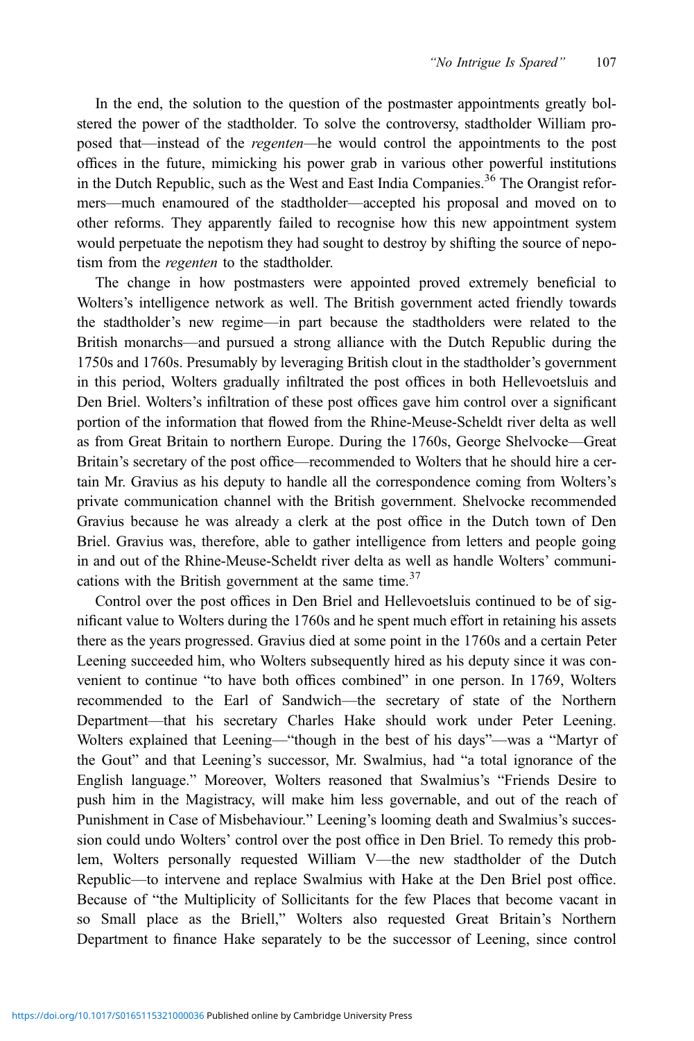In the end, the solution to the question of the postmaster appointments greatly bolstered the power of the stadtholder. To solve the controversy, stadtholder William proposed that—instead of the *regenten*—he would control the appointments to the post offices in the future, mimicking his power grab in various other powerful institutions in the Dutch Republic, such as the West and East India Companies.[36] The Orangist reformers—much enamoured of the stadtholder—accepted his proposal and moved on to other reforms. They apparently failed to recognise how this new appointment system would perpetuate the nepotism they had sought to destroy by shifting the source of nepotism from the *regenten* to the stadtholder.

The change in how postmasters were appointed proved extremely beneficial to Wolters's intelligence network as well. The British government acted friendly towards the stadtholder's new regime—in part because the stadtholders were related to the British monarchs—and pursued a strong alliance with the Dutch Republic during the 1750s and 1760s. Presumably by leveraging British clout in the stadtholder's government in this period, Wolters gradually infiltrated the post offices in both Hellevoetsluis and Den Briel. Wolters's infiltration of these post offices gave him control over a significant portion of the information that flowed from the Rhine-Meuse-Scheldt river delta as well as from Great Britain to northern Europe. During the 1760s, George Shelvocke—Great Britain's secretary of the post office—recommended to Wolters that he should hire a certain Mr. Gravius as his deputy to handle all the correspondence coming from Wolters's private communication channel with the British government. Shelvocke recommended Gravius because he was already a clerk at the post office in the Dutch town of Den Briel. Gravius was, therefore, able to gather intelligence from letters and people going in and out of the Rhine-Meuse-Scheldt river delta as well as handle Wolters' communications with the British government at the same time.[37]

Control over the post offices in Den Briel and Hellevoetsluis continued to be of significant value to Wolters during the 1760s and he spent much effort in retaining his assets there as the years progressed. Gravius died at some point in the 1760s and a certain Peter Leening succeeded him, who Wolters subsequently hired as his deputy since it was convenient to continue "to have both offices combined" in one person. In 1769, Wolters recommended to the Earl of Sandwich—the secretary of state of the Northern Department—that his secretary Charles Hake should work under Peter Leening. Wolters explained that Leening—"though in the best of his days"—was a "Martyr of the Gout" and that Leening's successor, Mr. Swalmius, had "a total ignorance of the English language." Moreover, Wolters reasoned that Swalmius's "Friends Desire to push him in the Magistracy, will make him less governable, and out of the reach of Punishment in Case of Misbehaviour." Leening's looming death and Swalmius's succession could undo Wolters' control over the post office in Den Briel. To remedy this problem, Wolters personally requested William V—the new stadtholder of the Dutch Republic—to intervene and replace Swalmius with Hake at the Den Briel post office. Because of "the Multiplicity of Sollicitants for the few Places that become vacant in so Small place as the Briell," Wolters also requested Great Britain's Northern Department to finance Hake separately to be the successor of Leening, since control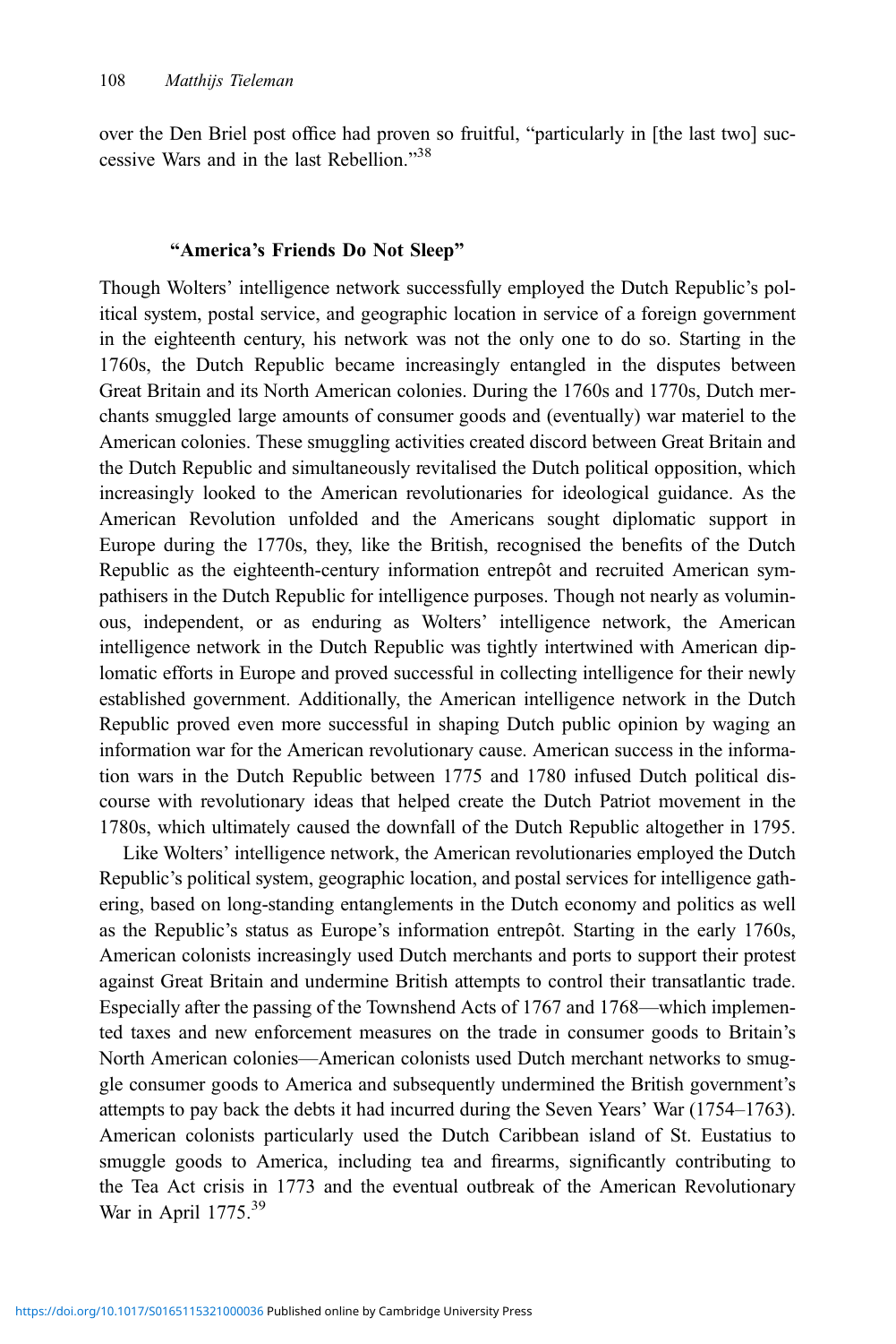over the Den Briel post office had proven so fruitful, "particularly in [the last two] successive Wars and in the last Rebellion."[38]

### "America's Friends Do Not Sleep"

Though Wolters' intelligence network successfully employed the Dutch Republic's political system, postal service, and geographic location in service of a foreign government in the eighteenth century, his network was not the only one to do so. Starting in the 1760s, the Dutch Republic became increasingly entangled in the disputes between Great Britain and its North American colonies. During the 1760s and 1770s, Dutch merchants smuggled large amounts of consumer goods and (eventually) war materiel to the American colonies. These smuggling activities created discord between Great Britain and the Dutch Republic and simultaneously revitalised the Dutch political opposition, which increasingly looked to the American revolutionaries for ideological guidance. As the American Revolution unfolded and the Americans sought diplomatic support in Europe during the 1770s, they, like the British, recognised the benefits of the Dutch Republic as the eighteenth-century information entrepôt and recruited American sympathisers in the Dutch Republic for intelligence purposes. Though not nearly as voluminous, independent, or as enduring as Wolters' intelligence network, the American intelligence network in the Dutch Republic was tightly intertwined with American diplomatic efforts in Europe and proved successful in collecting intelligence for their newly established government. Additionally, the American intelligence network in the Dutch Republic proved even more successful in shaping Dutch public opinion by waging an information war for the American revolutionary cause. American success in the information wars in the Dutch Republic between 1775 and 1780 infused Dutch political discourse with revolutionary ideas that helped create the Dutch Patriot movement in the 1780s, which ultimately caused the downfall of the Dutch Republic altogether in 1795.

Like Wolters' intelligence network, the American revolutionaries employed the Dutch Republic's political system, geographic location, and postal services for intelligence gathering, based on long-standing entanglements in the Dutch economy and politics as well as the Republic's status as Europe's information entrepôt. Starting in the early 1760s, American colonists increasingly used Dutch merchants and ports to support their protest against Great Britain and undermine British attempts to control their transatlantic trade. Especially after the passing of the Townshend Acts of 1767 and 1768—which implemented taxes and new enforcement measures on the trade in consumer goods to Britain's North American colonies—American colonists used Dutch merchant networks to smuggle consumer goods to America and subsequently undermined the British government's attempts to pay back the debts it had incurred during the Seven Years' War (1754–1763). American colonists particularly used the Dutch Caribbean island of St. Eustatius to smuggle goods to America, including tea and firearms, significantly contributing to the Tea Act crisis in 1773 and the eventual outbreak of the American Revolutionary War in April 1775.[39]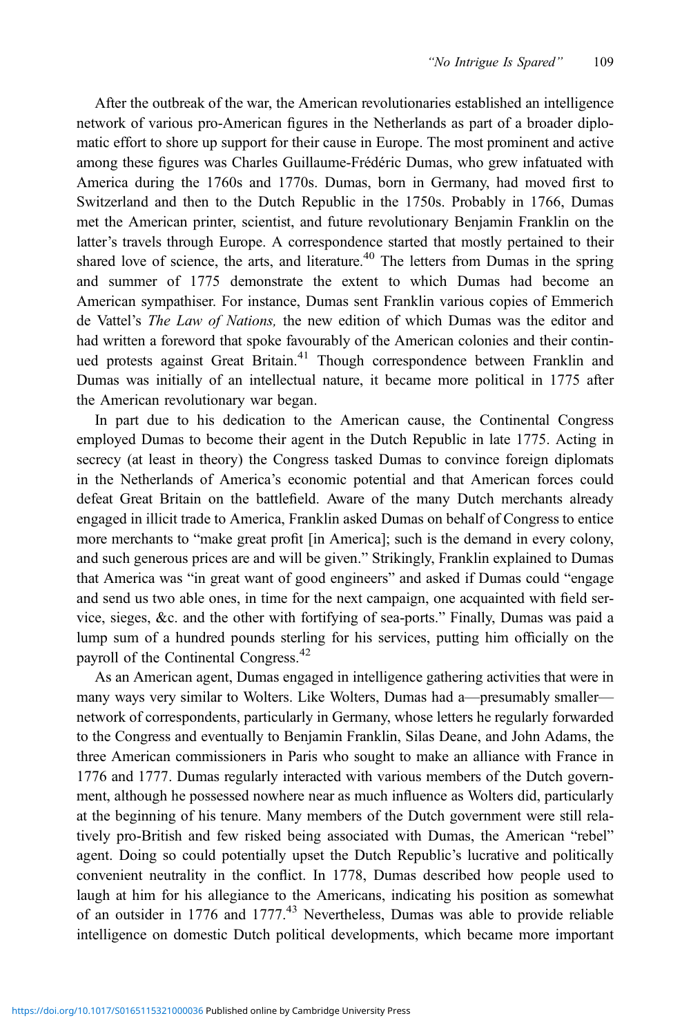After the outbreak of the war, the American revolutionaries established an intelligence network of various pro-American figures in the Netherlands as part of a broader diplomatic effort to shore up support for their cause in Europe. The most prominent and active among these figures was Charles Guillaume-Frédéric Dumas, who grew infatuated with America during the 1760s and 1770s. Dumas, born in Germany, had moved first to Switzerland and then to the Dutch Republic in the 1750s. Probably in 1766, Dumas met the American printer, scientist, and future revolutionary Benjamin Franklin on the latter's travels through Europe. A correspondence started that mostly pertained to their shared love of science, the arts, and literature.[40] The letters from Dumas in the spring and summer of 1775 demonstrate the extent to which Dumas had become an American sympathiser. For instance, Dumas sent Franklin various copies of Emmerich de Vattel's *The Law of Nations,* the new edition of which Dumas was the editor and had written a foreword that spoke favourably of the American colonies and their continued protests against Great Britain.[41] Though correspondence between Franklin and Dumas was initially of an intellectual nature, it became more political in 1775 after the American revolutionary war began.

In part due to his dedication to the American cause, the Continental Congress employed Dumas to become their agent in the Dutch Republic in late 1775. Acting in secrecy (at least in theory) the Congress tasked Dumas to convince foreign diplomats in the Netherlands of America's economic potential and that American forces could defeat Great Britain on the battlefield. Aware of the many Dutch merchants already engaged in illicit trade to America, Franklin asked Dumas on behalf of Congress to entice more merchants to "make great profit [in America]; such is the demand in every colony, and such generous prices are and will be given." Strikingly, Franklin explained to Dumas that America was "in great want of good engineers" and asked if Dumas could "engage and send us two able ones, in time for the next campaign, one acquainted with field service, sieges, &c. and the other with fortifying of sea-ports." Finally, Dumas was paid a lump sum of a hundred pounds sterling for his services, putting him officially on the payroll of the Continental Congress.[42]

As an American agent, Dumas engaged in intelligence gathering activities that were in many ways very similar to Wolters. Like Wolters, Dumas had a—presumably smaller—network of correspondents, particularly in Germany, whose letters he regularly forwarded to the Congress and eventually to Benjamin Franklin, Silas Deane, and John Adams, the three American commissioners in Paris who sought to make an alliance with France in 1776 and 1777. Dumas regularly interacted with various members of the Dutch government, although he possessed nowhere near as much influence as Wolters did, particularly at the beginning of his tenure. Many members of the Dutch government were still relatively pro-British and few risked being associated with Dumas, the American "rebel" agent. Doing so could potentially upset the Dutch Republic's lucrative and politically convenient neutrality in the conflict. In 1778, Dumas described how people used to laugh at him for his allegiance to the Americans, indicating his position as somewhat of an outsider in 1776 and 1777.[43] Nevertheless, Dumas was able to provide reliable intelligence on domestic Dutch political developments, which became more important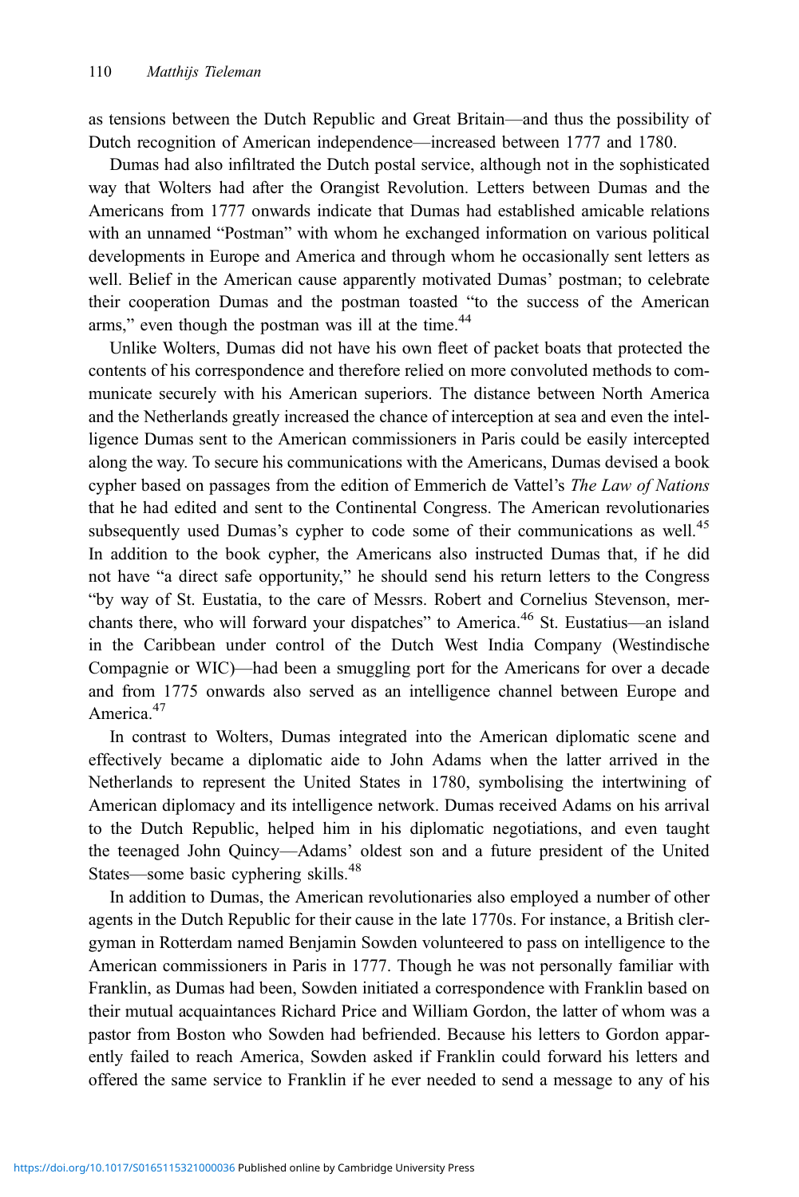as tensions between the Dutch Republic and Great Britain—and thus the possibility of Dutch recognition of American independence—increased between 1777 and 1780.

Dumas had also infiltrated the Dutch postal service, although not in the sophisticated way that Wolters had after the Orangist Revolution. Letters between Dumas and the Americans from 1777 onwards indicate that Dumas had established amicable relations with an unnamed "Postman" with whom he exchanged information on various political developments in Europe and America and through whom he occasionally sent letters as well. Belief in the American cause apparently motivated Dumas' postman; to celebrate their cooperation Dumas and the postman toasted "to the success of the American arms," even though the postman was ill at the time.[44]

Unlike Wolters, Dumas did not have his own fleet of packet boats that protected the contents of his correspondence and therefore relied on more convoluted methods to communicate securely with his American superiors. The distance between North America and the Netherlands greatly increased the chance of interception at sea and even the intelligence Dumas sent to the American commissioners in Paris could be easily intercepted along the way. To secure his communications with the Americans, Dumas devised a book cypher based on passages from the edition of Emmerich de Vattel's *The Law of Nations* that he had edited and sent to the Continental Congress. The American revolutionaries subsequently used Dumas's cypher to code some of their communications as well.[45] In addition to the book cypher, the Americans also instructed Dumas that, if he did not have "a direct safe opportunity," he should send his return letters to the Congress "by way of St. Eustatia, to the care of Messrs. Robert and Cornelius Stevenson, merchants there, who will forward your dispatches" to America.[46] St. Eustatius—an island in the Caribbean under control of the Dutch West India Company (Westindische Compagnie or WIC)—had been a smuggling port for the Americans for over a decade and from 1775 onwards also served as an intelligence channel between Europe and America.[47]

In contrast to Wolters, Dumas integrated into the American diplomatic scene and effectively became a diplomatic aide to John Adams when the latter arrived in the Netherlands to represent the United States in 1780, symbolising the intertwining of American diplomacy and its intelligence network. Dumas received Adams on his arrival to the Dutch Republic, helped him in his diplomatic negotiations, and even taught the teenaged John Quincy—Adams' oldest son and a future president of the United States—some basic cyphering skills.[48]

In addition to Dumas, the American revolutionaries also employed a number of other agents in the Dutch Republic for their cause in the late 1770s. For instance, a British clergyman in Rotterdam named Benjamin Sowden volunteered to pass on intelligence to the American commissioners in Paris in 1777. Though he was not personally familiar with Franklin, as Dumas had been, Sowden initiated a correspondence with Franklin based on their mutual acquaintances Richard Price and William Gordon, the latter of whom was a pastor from Boston who Sowden had befriended. Because his letters to Gordon apparently failed to reach America, Sowden asked if Franklin could forward his letters and offered the same service to Franklin if he ever needed to send a message to any of his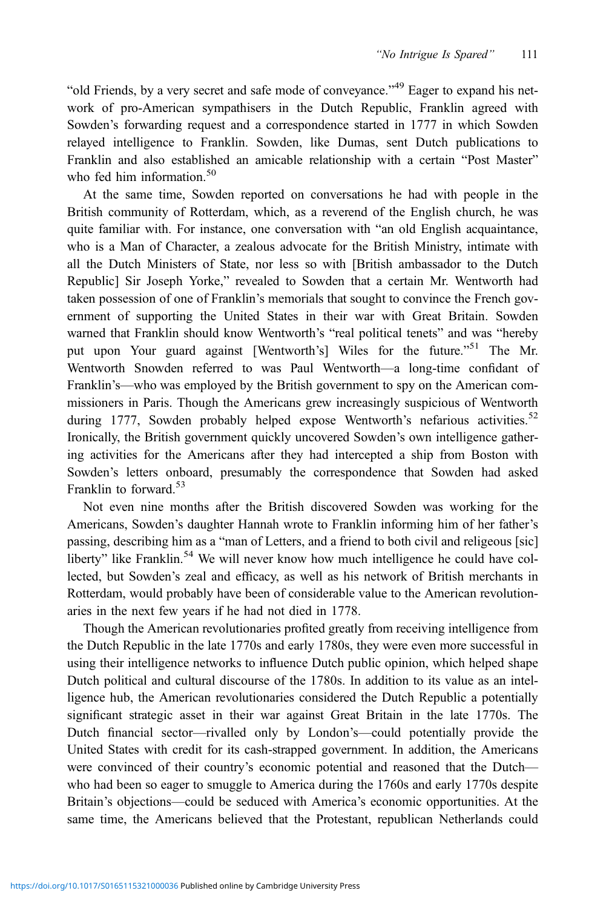"old Friends, by a very secret and safe mode of conveyance."[49] Eager to expand his network of pro-American sympathisers in the Dutch Republic, Franklin agreed with Sowden's forwarding request and a correspondence started in 1777 in which Sowden relayed intelligence to Franklin. Sowden, like Dumas, sent Dutch publications to Franklin and also established an amicable relationship with a certain "Post Master" who fed him information.[50]

At the same time, Sowden reported on conversations he had with people in the British community of Rotterdam, which, as a reverend of the English church, he was quite familiar with. For instance, one conversation with "an old English acquaintance, who is a Man of Character, a zealous advocate for the British Ministry, intimate with all the Dutch Ministers of State, nor less so with [British ambassador to the Dutch Republic] Sir Joseph Yorke," revealed to Sowden that a certain Mr. Wentworth had taken possession of one of Franklin's memorials that sought to convince the French government of supporting the United States in their war with Great Britain. Sowden warned that Franklin should know Wentworth's "real political tenets" and was "hereby put upon Your guard against [Wentworth's] Wiles for the future."[51] The Mr. Wentworth Snowden referred to was Paul Wentworth—a long-time confidant of Franklin's—who was employed by the British government to spy on the American commissioners in Paris. Though the Americans grew increasingly suspicious of Wentworth during 1777, Sowden probably helped expose Wentworth's nefarious activities.[52] Ironically, the British government quickly uncovered Sowden's own intelligence gathering activities for the Americans after they had intercepted a ship from Boston with Sowden's letters onboard, presumably the correspondence that Sowden had asked Franklin to forward.[53]

Not even nine months after the British discovered Sowden was working for the Americans, Sowden's daughter Hannah wrote to Franklin informing him of her father's passing, describing him as a "man of Letters, and a friend to both civil and religeous [sic] liberty" like Franklin.[54] We will never know how much intelligence he could have collected, but Sowden's zeal and efficacy, as well as his network of British merchants in Rotterdam, would probably have been of considerable value to the American revolutionaries in the next few years if he had not died in 1778.

Though the American revolutionaries profited greatly from receiving intelligence from the Dutch Republic in the late 1770s and early 1780s, they were even more successful in using their intelligence networks to influence Dutch public opinion, which helped shape Dutch political and cultural discourse of the 1780s. In addition to its value as an intelligence hub, the American revolutionaries considered the Dutch Republic a potentially significant strategic asset in their war against Great Britain in the late 1770s. The Dutch financial sector—rivalled only by London's—could potentially provide the United States with credit for its cash-strapped government. In addition, the Americans were convinced of their country's economic potential and reasoned that the Dutch—who had been so eager to smuggle to America during the 1760s and early 1770s despite Britain's objections—could be seduced with America's economic opportunities. At the same time, the Americans believed that the Protestant, republican Netherlands could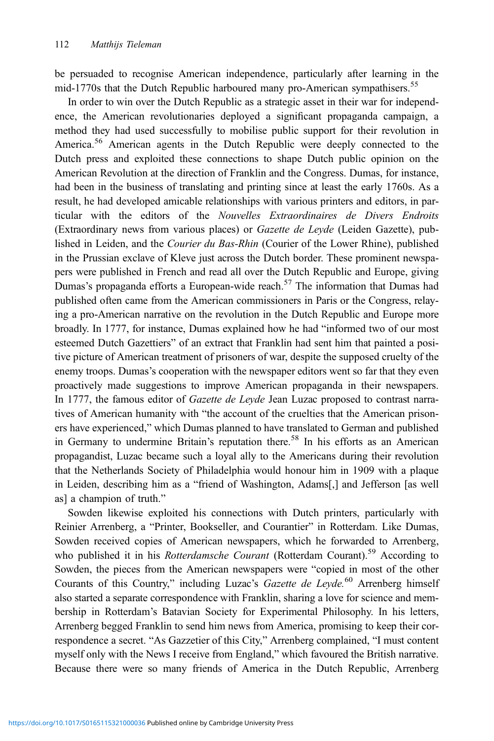be persuaded to recognise American independence, particularly after learning in the mid-1770s that the Dutch Republic harboured many pro-American sympathisers.[55]

In order to win over the Dutch Republic as a strategic asset in their war for independence, the American revolutionaries deployed a significant propaganda campaign, a method they had used successfully to mobilise public support for their revolution in America.[56] American agents in the Dutch Republic were deeply connected to the Dutch press and exploited these connections to shape Dutch public opinion on the American Revolution at the direction of Franklin and the Congress. Dumas, for instance, had been in the business of translating and printing since at least the early 1760s. As a result, he had developed amicable relationships with various printers and editors, in particular with the editors of the *Nouvelles Extraordinaires de Divers Endroits* (Extraordinary news from various places) or *Gazette de Leyde* (Leiden Gazette), published in Leiden, and the *Courier du Bas-Rhin* (Courier of the Lower Rhine), published in the Prussian exclave of Kleve just across the Dutch border. These prominent newspapers were published in French and read all over the Dutch Republic and Europe, giving Dumas's propaganda efforts a European-wide reach.[57] The information that Dumas had published often came from the American commissioners in Paris or the Congress, relaying a pro-American narrative on the revolution in the Dutch Republic and Europe more broadly. In 1777, for instance, Dumas explained how he had "informed two of our most esteemed Dutch Gazettiers" of an extract that Franklin had sent him that painted a positive picture of American treatment of prisoners of war, despite the supposed cruelty of the enemy troops. Dumas's cooperation with the newspaper editors went so far that they even proactively made suggestions to improve American propaganda in their newspapers. In 1777, the famous editor of *Gazette de Leyde* Jean Luzac proposed to contrast narratives of American humanity with "the account of the cruelties that the American prisoners have experienced," which Dumas planned to have translated to German and published in Germany to undermine Britain's reputation there.[58] In his efforts as an American propagandist, Luzac became such a loyal ally to the Americans during their revolution that the Netherlands Society of Philadelphia would honour him in 1909 with a plaque in Leiden, describing him as a "friend of Washington, Adams[,] and Jefferson [as well as] a champion of truth."

Sowden likewise exploited his connections with Dutch printers, particularly with Reinier Arrenberg, a "Printer, Bookseller, and Courantier" in Rotterdam. Like Dumas, Sowden received copies of American newspapers, which he forwarded to Arrenberg, who published it in his *Rotterdamsche Courant* (Rotterdam Courant).[59] According to Sowden, the pieces from the American newspapers were "copied in most of the other Courants of this Country," including Luzac's *Gazette de Leyde.*[60] Arrenberg himself also started a separate correspondence with Franklin, sharing a love for science and membership in Rotterdam's Batavian Society for Experimental Philosophy. In his letters, Arrenberg begged Franklin to send him news from America, promising to keep their correspondence a secret. "As Gazzetier of this City," Arrenberg complained, "I must content myself only with the News I receive from England," which favoured the British narrative. Because there were so many friends of America in the Dutch Republic, Arrenberg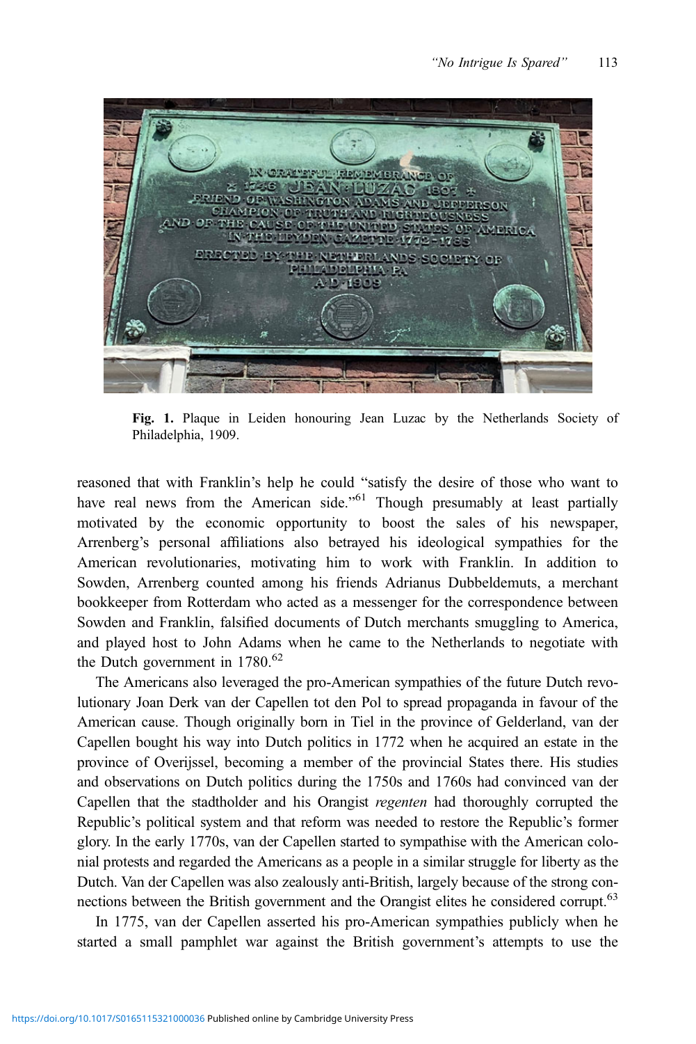**Fig. 1.** Plaque in Leiden honouring Jean Luzac by the Netherlands Society of Philadelphia, 1909.

reasoned that with Franklin's help he could "satisfy the desire of those who want to have real news from the American side."[61] Though presumably at least partially motivated by the economic opportunity to boost the sales of his newspaper, Arrenberg's personal affiliations also betrayed his ideological sympathies for the American revolutionaries, motivating him to work with Franklin. In addition to Sowden, Arrenberg counted among his friends Adrianus Dubbeldemuts, a merchant bookkeeper from Rotterdam who acted as a messenger for the correspondence between Sowden and Franklin, falsified documents of Dutch merchants smuggling to America, and played host to John Adams when he came to the Netherlands to negotiate with the Dutch government in 1780.[62]

The Americans also leveraged the pro-American sympathies of the future Dutch revolutionary Joan Derk van der Capellen tot den Pol to spread propaganda in favour of the American cause. Though originally born in Tiel in the province of Gelderland, van der Capellen bought his way into Dutch politics in 1772 when he acquired an estate in the province of Overijssel, becoming a member of the provincial States there. His studies and observations on Dutch politics during the 1750s and 1760s had convinced van der Capellen that the stadtholder and his Orangist *regenten* had thoroughly corrupted the Republic's political system and that reform was needed to restore the Republic's former glory. In the early 1770s, van der Capellen started to sympathise with the American colonial protests and regarded the Americans as a people in a similar struggle for liberty as the Dutch. Van der Capellen was also zealously anti-British, largely because of the strong connections between the British government and the Orangist elites he considered corrupt.[63]

In 1775, van der Capellen asserted his pro-American sympathies publicly when he started a small pamphlet war against the British government's attempts to use the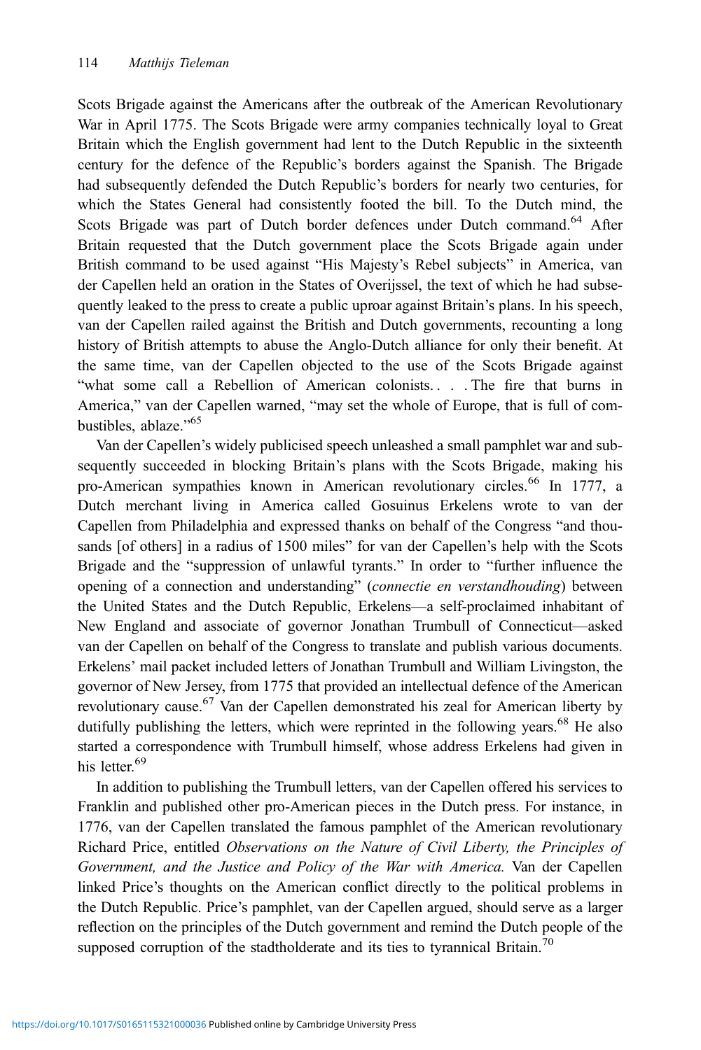Scots Brigade against the Americans after the outbreak of the American Revolutionary War in April 1775. The Scots Brigade were army companies technically loyal to Great Britain which the English government had lent to the Dutch Republic in the sixteenth century for the defence of the Republic's borders against the Spanish. The Brigade had subsequently defended the Dutch Republic's borders for nearly two centuries, for which the States General had consistently footed the bill. To the Dutch mind, the Scots Brigade was part of Dutch border defences under Dutch command.[64] After Britain requested that the Dutch government place the Scots Brigade again under British command to be used against "His Majesty's Rebel subjects" in America, van der Capellen held an oration in the States of Overijssel, the text of which he had subsequently leaked to the press to create a public uproar against Britain's plans. In his speech, van der Capellen railed against the British and Dutch governments, recounting a long history of British attempts to abuse the Anglo-Dutch alliance for only their benefit. At the same time, van der Capellen objected to the use of the Scots Brigade against "what some call a Rebellion of American colonists. . . . The fire that burns in America," van der Capellen warned, "may set the whole of Europe, that is full of combustibles, ablaze."[65]

Van der Capellen's widely publicised speech unleashed a small pamphlet war and subsequently succeeded in blocking Britain's plans with the Scots Brigade, making his pro-American sympathies known in American revolutionary circles.[66] In 1777, a Dutch merchant living in America called Gosuinus Erkelens wrote to van der Capellen from Philadelphia and expressed thanks on behalf of the Congress "and thousands [of others] in a radius of 1500 miles" for van der Capellen's help with the Scots Brigade and the "suppression of unlawful tyrants." In order to "further influence the opening of a connection and understanding" (*connectie en verstandhouding*) between the United States and the Dutch Republic, Erkelens—a self-proclaimed inhabitant of New England and associate of governor Jonathan Trumbull of Connecticut—asked van der Capellen on behalf of the Congress to translate and publish various documents. Erkelens' mail packet included letters of Jonathan Trumbull and William Livingston, the governor of New Jersey, from 1775 that provided an intellectual defence of the American revolutionary cause.[67] Van der Capellen demonstrated his zeal for American liberty by dutifully publishing the letters, which were reprinted in the following years.[68] He also started a correspondence with Trumbull himself, whose address Erkelens had given in his letter.[69]

In addition to publishing the Trumbull letters, van der Capellen offered his services to Franklin and published other pro-American pieces in the Dutch press. For instance, in 1776, van der Capellen translated the famous pamphlet of the American revolutionary Richard Price, entitled *Observations on the Nature of Civil Liberty, the Principles of Government, and the Justice and Policy of the War with America.* Van der Capellen linked Price's thoughts on the American conflict directly to the political problems in the Dutch Republic. Price's pamphlet, van der Capellen argued, should serve as a larger reflection on the principles of the Dutch government and remind the Dutch people of the supposed corruption of the stadtholderate and its ties to tyrannical Britain.[70]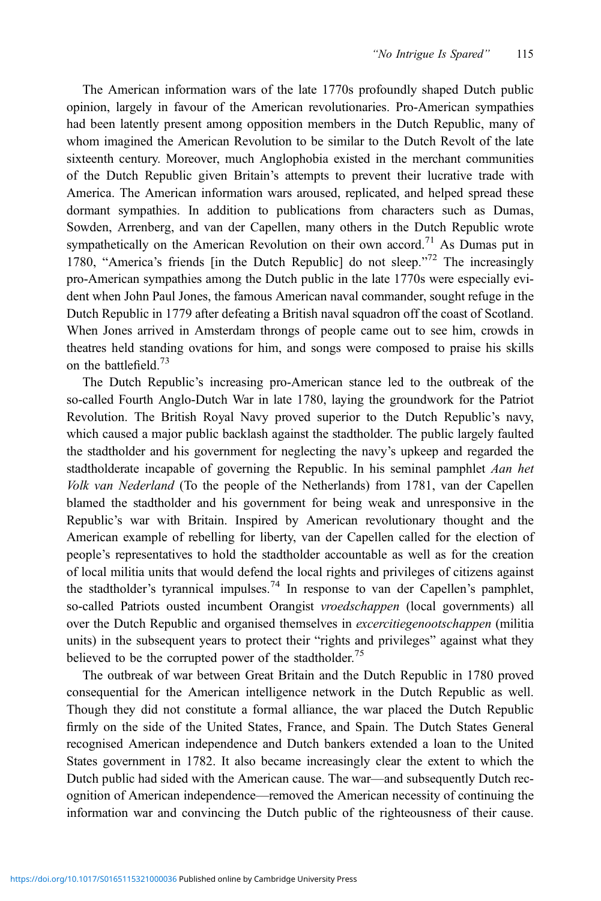The American information wars of the late 1770s profoundly shaped Dutch public opinion, largely in favour of the American revolutionaries. Pro-American sympathies had been latently present among opposition members in the Dutch Republic, many of whom imagined the American Revolution to be similar to the Dutch Revolt of the late sixteenth century. Moreover, much Anglophobia existed in the merchant communities of the Dutch Republic given Britain's attempts to prevent their lucrative trade with America. The American information wars aroused, replicated, and helped spread these dormant sympathies. In addition to publications from characters such as Dumas, Sowden, Arrenberg, and van der Capellen, many others in the Dutch Republic wrote sympathetically on the American Revolution on their own accord.[71] As Dumas put in 1780, "America's friends [in the Dutch Republic] do not sleep."[72] The increasingly pro-American sympathies among the Dutch public in the late 1770s were especially evident when John Paul Jones, the famous American naval commander, sought refuge in the Dutch Republic in 1779 after defeating a British naval squadron off the coast of Scotland. When Jones arrived in Amsterdam throngs of people came out to see him, crowds in theatres held standing ovations for him, and songs were composed to praise his skills on the battlefield.[73]

The Dutch Republic's increasing pro-American stance led to the outbreak of the so-called Fourth Anglo-Dutch War in late 1780, laying the groundwork for the Patriot Revolution. The British Royal Navy proved superior to the Dutch Republic's navy, which caused a major public backlash against the stadtholder. The public largely faulted the stadtholder and his government for neglecting the navy's upkeep and regarded the stadtholderate incapable of governing the Republic. In his seminal pamphlet *Aan het Volk van Nederland* (To the people of the Netherlands) from 1781, van der Capellen blamed the stadtholder and his government for being weak and unresponsive in the Republic's war with Britain. Inspired by American revolutionary thought and the American example of rebelling for liberty, van der Capellen called for the election of people's representatives to hold the stadtholder accountable as well as for the creation of local militia units that would defend the local rights and privileges of citizens against the stadtholder's tyrannical impulses.[74] In response to van der Capellen's pamphlet, so-called Patriots ousted incumbent Orangist *vroedschappen* (local governments) all over the Dutch Republic and organised themselves in *excercitiegenootschappen* (militia units) in the subsequent years to protect their "rights and privileges" against what they believed to be the corrupted power of the stadtholder.[75]

The outbreak of war between Great Britain and the Dutch Republic in 1780 proved consequential for the American intelligence network in the Dutch Republic as well. Though they did not constitute a formal alliance, the war placed the Dutch Republic firmly on the side of the United States, France, and Spain. The Dutch States General recognised American independence and Dutch bankers extended a loan to the United States government in 1782. It also became increasingly clear the extent to which the Dutch public had sided with the American cause. The war—and subsequently Dutch recognition of American independence—removed the American necessity of continuing the information war and convincing the Dutch public of the righteousness of their cause.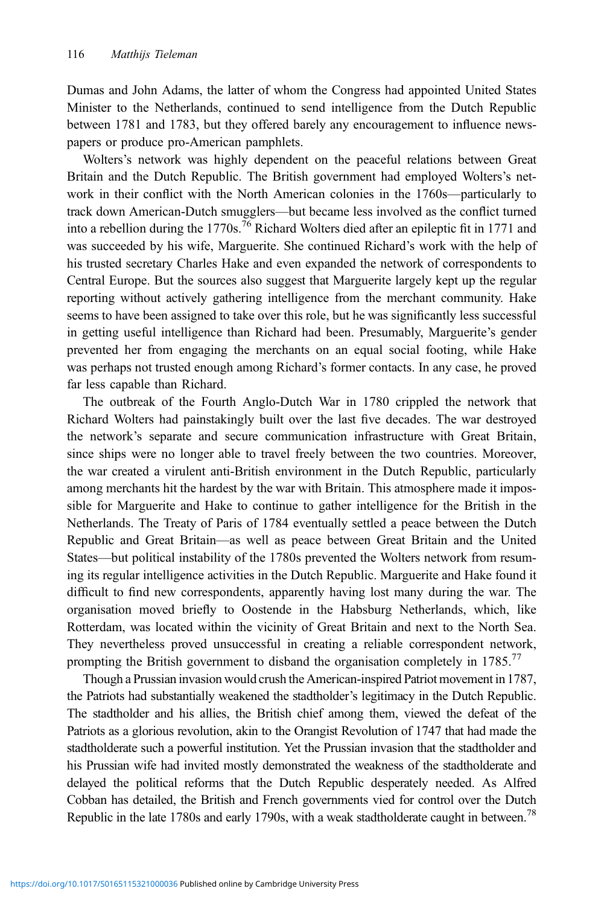Dumas and John Adams, the latter of whom the Congress had appointed United States Minister to the Netherlands, continued to send intelligence from the Dutch Republic between 1781 and 1783, but they offered barely any encouragement to influence newspapers or produce pro-American pamphlets.

Wolters's network was highly dependent on the peaceful relations between Great Britain and the Dutch Republic. The British government had employed Wolters's network in their conflict with the North American colonies in the 1760s—particularly to track down American-Dutch smugglers—but became less involved as the conflict turned into a rebellion during the 1770s.[76] Richard Wolters died after an epileptic fit in 1771 and was succeeded by his wife, Marguerite. She continued Richard's work with the help of his trusted secretary Charles Hake and even expanded the network of correspondents to Central Europe. But the sources also suggest that Marguerite largely kept up the regular reporting without actively gathering intelligence from the merchant community. Hake seems to have been assigned to take over this role, but he was significantly less successful in getting useful intelligence than Richard had been. Presumably, Marguerite's gender prevented her from engaging the merchants on an equal social footing, while Hake was perhaps not trusted enough among Richard's former contacts. In any case, he proved far less capable than Richard.

The outbreak of the Fourth Anglo-Dutch War in 1780 crippled the network that Richard Wolters had painstakingly built over the last five decades. The war destroyed the network's separate and secure communication infrastructure with Great Britain, since ships were no longer able to travel freely between the two countries. Moreover, the war created a virulent anti-British environment in the Dutch Republic, particularly among merchants hit the hardest by the war with Britain. This atmosphere made it impossible for Marguerite and Hake to continue to gather intelligence for the British in the Netherlands. The Treaty of Paris of 1784 eventually settled a peace between the Dutch Republic and Great Britain—as well as peace between Great Britain and the United States—but political instability of the 1780s prevented the Wolters network from resuming its regular intelligence activities in the Dutch Republic. Marguerite and Hake found it difficult to find new correspondents, apparently having lost many during the war. The organisation moved briefly to Oostende in the Habsburg Netherlands, which, like Rotterdam, was located within the vicinity of Great Britain and next to the North Sea. They nevertheless proved unsuccessful in creating a reliable correspondent network, prompting the British government to disband the organisation completely in 1785.[77]

Though a Prussian invasion would crush the American-inspired Patriot movement in 1787, the Patriots had substantially weakened the stadtholder's legitimacy in the Dutch Republic. The stadtholder and his allies, the British chief among them, viewed the defeat of the Patriots as a glorious revolution, akin to the Orangist Revolution of 1747 that had made the stadtholderate such a powerful institution. Yet the Prussian invasion that the stadtholder and his Prussian wife had invited mostly demonstrated the weakness of the stadtholderate and delayed the political reforms that the Dutch Republic desperately needed. As Alfred Cobban has detailed, the British and French governments vied for control over the Dutch Republic in the late 1780s and early 1790s, with a weak stadtholderate caught in between.[78]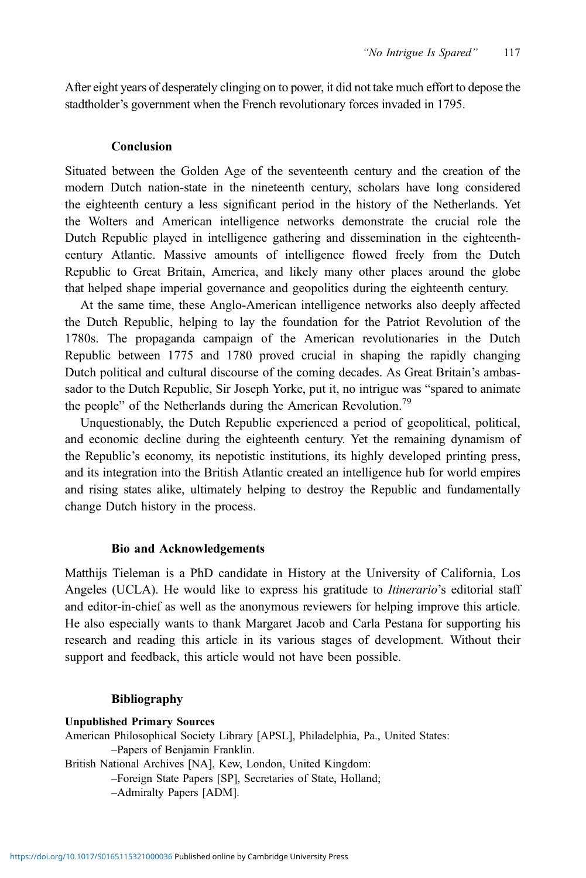After eight years of desperately clinging on to power, it did not take much effort to depose the stadtholder's government when the French revolutionary forces invaded in 1795.

## Conclusion

Situated between the Golden Age of the seventeenth century and the creation of the modern Dutch nation-state in the nineteenth century, scholars have long considered the eighteenth century a less significant period in the history of the Netherlands. Yet the Wolters and American intelligence networks demonstrate the crucial role the Dutch Republic played in intelligence gathering and dissemination in the eighteenth-century Atlantic. Massive amounts of intelligence flowed freely from the Dutch Republic to Great Britain, America, and likely many other places around the globe that helped shape imperial governance and geopolitics during the eighteenth century.

At the same time, these Anglo-American intelligence networks also deeply affected the Dutch Republic, helping to lay the foundation for the Patriot Revolution of the 1780s. The propaganda campaign of the American revolutionaries in the Dutch Republic between 1775 and 1780 proved crucial in shaping the rapidly changing Dutch political and cultural discourse of the coming decades. As Great Britain's ambassador to the Dutch Republic, Sir Joseph Yorke, put it, no intrigue was "spared to animate the people" of the Netherlands during the American Revolution.[79]

Unquestionably, the Dutch Republic experienced a period of geopolitical, political, and economic decline during the eighteenth century. Yet the remaining dynamism of the Republic's economy, its nepotistic institutions, its highly developed printing press, and its integration into the British Atlantic created an intelligence hub for world empires and rising states alike, ultimately helping to destroy the Republic and fundamentally change Dutch history in the process.

## Bio and Acknowledgements

Matthijs Tieleman is a PhD candidate in History at the University of California, Los Angeles (UCLA). He would like to express his gratitude to *Itinerario*'s editorial staff and editor-in-chief as well as the anonymous reviewers for helping improve this article. He also especially wants to thank Margaret Jacob and Carla Pestana for supporting his research and reading this article in its various stages of development. Without their support and feedback, this article would not have been possible.

## Bibliography

**Unpublished Primary Sources**

American Philosophical Society Library [APSL], Philadelphia, Pa., United States:
- –Papers of Benjamin Franklin.

British National Archives [NA], Kew, London, United Kingdom:
- –Foreign State Papers [SP], Secretaries of State, Holland;
- –Admiralty Papers [ADM].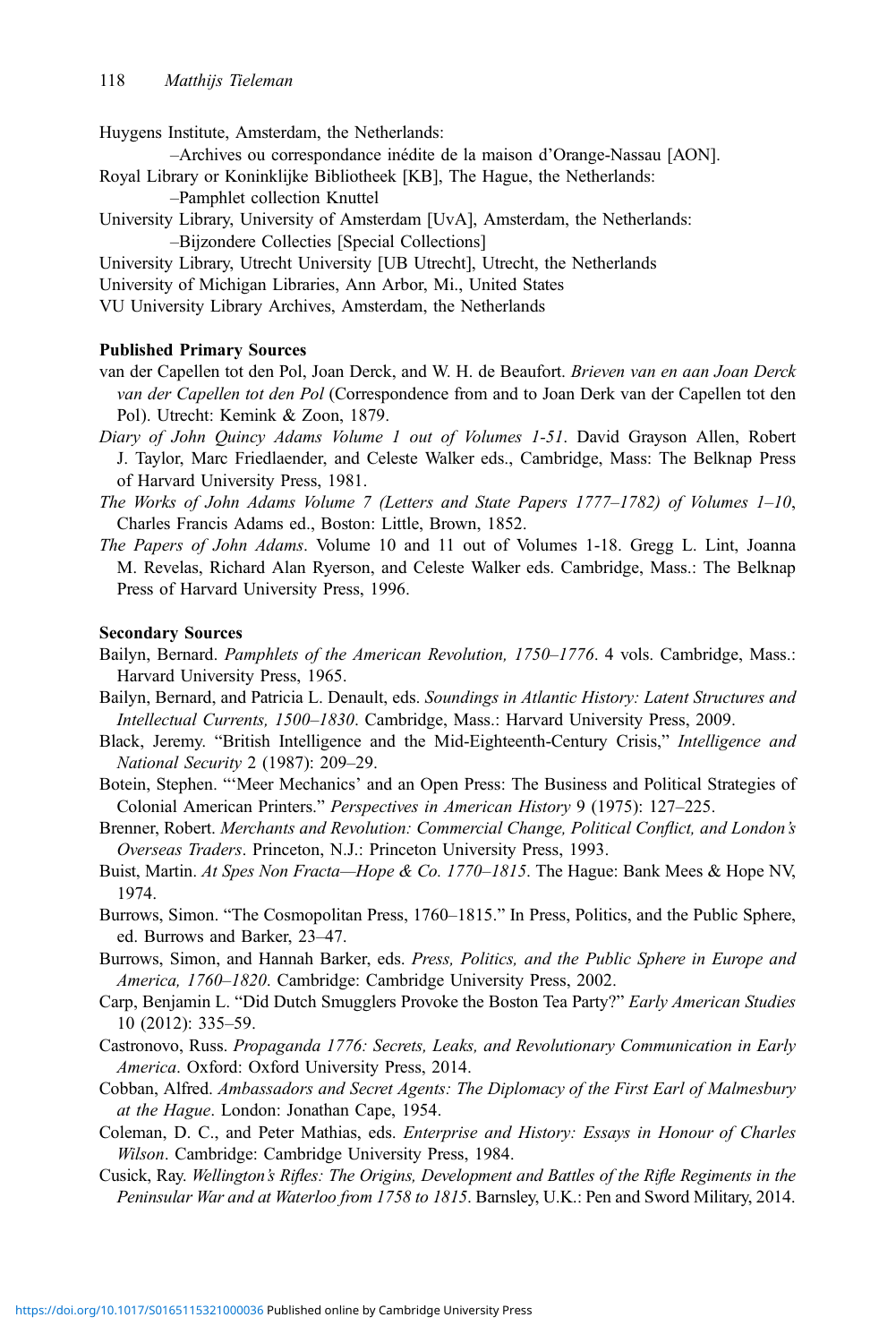Huygens Institute, Amsterdam, the Netherlands:

–Archives ou correspondance inédite de la maison d'Orange-Nassau [AON].

Royal Library or Koninklijke Bibliotheek [KB], The Hague, the Netherlands:

–Pamphlet collection Knuttel

University Library, University of Amsterdam [UvA], Amsterdam, the Netherlands:

–Bijzondere Collecties [Special Collections]

University Library, Utrecht University [UB Utrecht], Utrecht, the Netherlands

University of Michigan Libraries, Ann Arbor, Mi., United States

VU University Library Archives, Amsterdam, the Netherlands

**Published Primary Sources**

van der Capellen tot den Pol, Joan Derck, and W. H. de Beaufort. *Brieven van en aan Joan Derck van der Capellen tot den Pol* (Correspondence from and to Joan Derk van der Capellen tot den Pol). Utrecht: Kemink & Zoon, 1879.

*Diary of John Quincy Adams Volume 1 out of Volumes 1-51*. David Grayson Allen, Robert J. Taylor, Marc Friedlaender, and Celeste Walker eds., Cambridge, Mass: The Belknap Press of Harvard University Press, 1981.

*The Works of John Adams Volume 7 (Letters and State Papers 1777–1782) of Volumes 1–10*, Charles Francis Adams ed., Boston: Little, Brown, 1852.

*The Papers of John Adams*. Volume 10 and 11 out of Volumes 1-18. Gregg L. Lint, Joanna M. Revelas, Richard Alan Ryerson, and Celeste Walker eds. Cambridge, Mass.: The Belknap Press of Harvard University Press, 1996.

**Secondary Sources**

Bailyn, Bernard. *Pamphlets of the American Revolution, 1750–1776*. 4 vols. Cambridge, Mass.: Harvard University Press, 1965.

Bailyn, Bernard, and Patricia L. Denault, eds. *Soundings in Atlantic History: Latent Structures and Intellectual Currents, 1500–1830*. Cambridge, Mass.: Harvard University Press, 2009.

Black, Jeremy. "British Intelligence and the Mid-Eighteenth-Century Crisis," *Intelligence and National Security* 2 (1987): 209–29.

Botein, Stephen. "'Meer Mechanics' and an Open Press: The Business and Political Strategies of Colonial American Printers." *Perspectives in American History* 9 (1975): 127–225.

Brenner, Robert. *Merchants and Revolution: Commercial Change, Political Conflict, and London's Overseas Traders*. Princeton, N.J.: Princeton University Press, 1993.

Buist, Martin. *At Spes Non Fracta—Hope & Co. 1770–1815*. The Hague: Bank Mees & Hope NV, 1974.

Burrows, Simon. "The Cosmopolitan Press, 1760–1815." In Press, Politics, and the Public Sphere, ed. Burrows and Barker, 23–47.

Burrows, Simon, and Hannah Barker, eds. *Press, Politics, and the Public Sphere in Europe and America, 1760–1820*. Cambridge: Cambridge University Press, 2002.

Carp, Benjamin L. "Did Dutch Smugglers Provoke the Boston Tea Party?" *Early American Studies* 10 (2012): 335–59.

Castronovo, Russ. *Propaganda 1776: Secrets, Leaks, and Revolutionary Communication in Early America*. Oxford: Oxford University Press, 2014.

Cobban, Alfred. *Ambassadors and Secret Agents: The Diplomacy of the First Earl of Malmesbury at the Hague*. London: Jonathan Cape, 1954.

Coleman, D. C., and Peter Mathias, eds. *Enterprise and History: Essays in Honour of Charles Wilson*. Cambridge: Cambridge University Press, 1984.

Cusick, Ray. *Wellington's Rifles: The Origins, Development and Battles of the Rifle Regiments in the Peninsular War and at Waterloo from 1758 to 1815*. Barnsley, U.K.: Pen and Sword Military, 2014.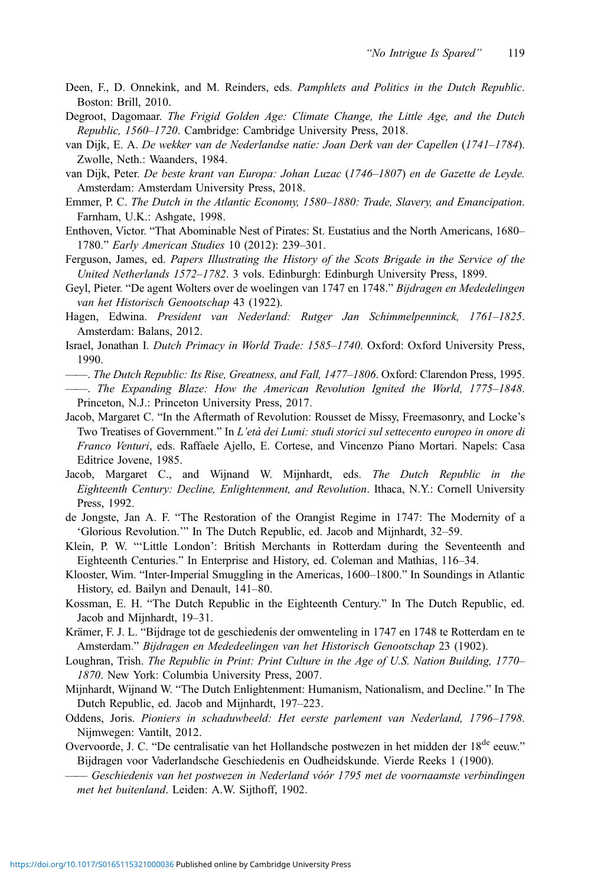Deen, F., D. Onnekink, and M. Reinders, eds. *Pamphlets and Politics in the Dutch Republic*. Boston: Brill, 2010.

Degroot, Dagomaar. *The Frigid Golden Age: Climate Change, the Little Age, and the Dutch Republic, 1560–1720*. Cambridge: Cambridge University Press, 2018.

van Dijk, E. A. *De wekker van de Nederlandse natie: Joan Derk van der Capellen (1741–1784)*. Zwolle, Neth.: Waanders, 1984.

van Dijk, Peter. *De beste krant van Europa: Johan Luzac (1746–1807) en de Gazette de Leyde.* Amsterdam: Amsterdam University Press, 2018.

Emmer, P. C. *The Dutch in the Atlantic Economy, 1580–1880: Trade, Slavery, and Emancipation*. Farnham, U.K.: Ashgate, 1998.

Enthoven, Victor. "That Abominable Nest of Pirates: St. Eustatius and the North Americans, 1680–1780." *Early American Studies* 10 (2012): 239–301.

Ferguson, James, ed. *Papers Illustrating the History of the Scots Brigade in the Service of the United Netherlands 1572–1782*. 3 vols. Edinburgh: Edinburgh University Press, 1899.

Geyl, Pieter. "De agent Wolters over de woelingen van 1747 en 1748." *Bijdragen en Mededelingen van het Historisch Genootschap* 43 (1922).

Hagen, Edwina. *President van Nederland: Rutger Jan Schimmelpenninck, 1761–1825*. Amsterdam: Balans, 2012.

Israel, Jonathan I. *Dutch Primacy in World Trade: 1585–1740*. Oxford: Oxford University Press, 1990.

——. *The Dutch Republic: Its Rise, Greatness, and Fall, 1477–1806*. Oxford: Clarendon Press, 1995.

——. *The Expanding Blaze: How the American Revolution Ignited the World, 1775–1848*. Princeton, N.J.: Princeton University Press, 2017.

Jacob, Margaret C. "In the Aftermath of Revolution: Rousset de Missy, Freemasonry, and Locke's Two Treatises of Government." In *L'età dei Lumi: studi storici sul settecento europeo in onore di Franco Venturi*, eds. Raffaele Ajello, E. Cortese, and Vincenzo Piano Mortari. Napels: Casa Editrice Jovene, 1985.

Jacob, Margaret C., and Wijnand W. Mijnhardt, eds. *The Dutch Republic in the Eighteenth Century: Decline, Enlightenment, and Revolution*. Ithaca, N.Y.: Cornell University Press, 1992.

de Jongste, Jan A. F. "The Restoration of the Orangist Regime in 1747: The Modernity of a 'Glorious Revolution.'" In The Dutch Republic, ed. Jacob and Mijnhardt, 32–59.

Klein, P. W. "'Little London': British Merchants in Rotterdam during the Seventeenth and Eighteenth Centuries." In Enterprise and History, ed. Coleman and Mathias, 116–34.

Klooster, Wim. "Inter-Imperial Smuggling in the Americas, 1600–1800." In Soundings in Atlantic History, ed. Bailyn and Denault, 141–80.

Kossman, E. H. "The Dutch Republic in the Eighteenth Century." In The Dutch Republic, ed. Jacob and Mijnhardt, 19–31.

Krämer, F. J. L. "Bijdrage tot de geschiedenis der omwenteling in 1747 en 1748 te Rotterdam en te Amsterdam." *Bijdragen en Mededeelingen van het Historisch Genootschap* 23 (1902).

Loughran, Trish. *The Republic in Print: Print Culture in the Age of U.S. Nation Building, 1770–1870*. New York: Columbia University Press, 2007.

Mijnhardt, Wijnand W. "The Dutch Enlightenment: Humanism, Nationalism, and Decline." In The Dutch Republic, ed. Jacob and Mijnhardt, 197–223.

Oddens, Joris. *Pioniers in schaduwbeeld: Het eerste parlement van Nederland, 1796–1798*. Nijmwegen: Vantilt, 2012.

Overvoorde, J. C. "De centralisatie van het Hollandsche postwezen in het midden der 18de eeuw." Bijdragen voor Vaderlandsche Geschiedenis en Oudheidskunde. Vierde Reeks 1 (1900).

—— *Geschiedenis van het postwezen in Nederland vóór 1795 met de voornaamste verbindingen met het buitenland*. Leiden: A.W. Sijthoff, 1902.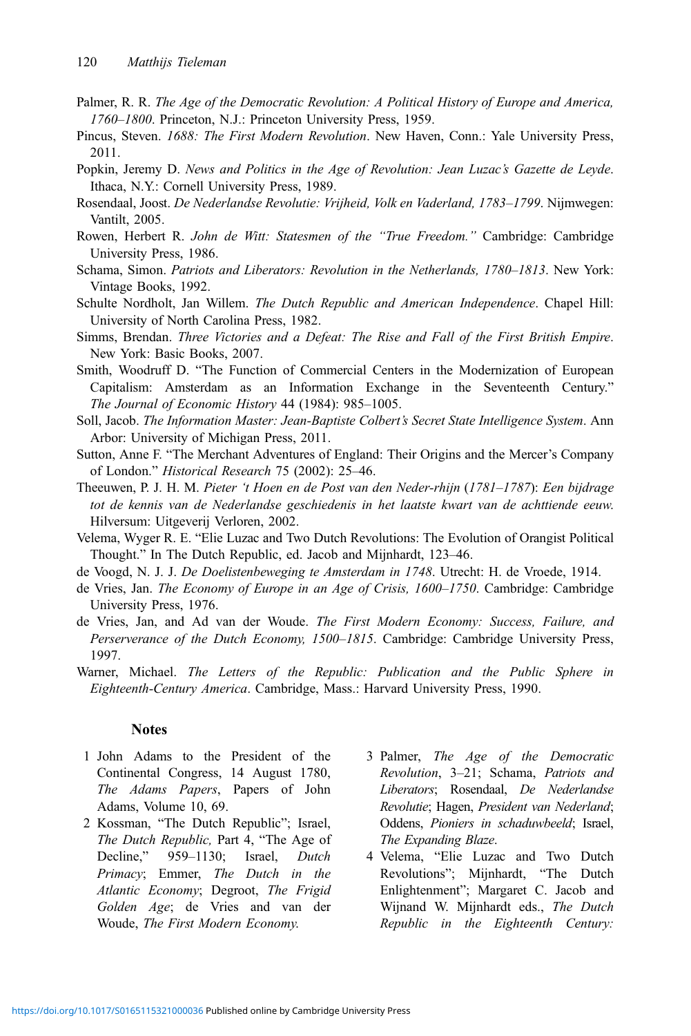Palmer, R. R. *The Age of the Democratic Revolution: A Political History of Europe and America, 1760–1800*. Princeton, N.J.: Princeton University Press, 1959.

Pincus, Steven. *1688: The First Modern Revolution*. New Haven, Conn.: Yale University Press, 2011.

Popkin, Jeremy D. *News and Politics in the Age of Revolution: Jean Luzac's Gazette de Leyde*. Ithaca, N.Y.: Cornell University Press, 1989.

Rosendaal, Joost. *De Nederlandse Revolutie: Vrijheid, Volk en Vaderland, 1783–1799*. Nijmwegen: Vantilt, 2005.

Rowen, Herbert R. *John de Witt: Statesmen of the "True Freedom."* Cambridge: Cambridge University Press, 1986.

Schama, Simon. *Patriots and Liberators: Revolution in the Netherlands, 1780–1813*. New York: Vintage Books, 1992.

Schulte Nordholt, Jan Willem. *The Dutch Republic and American Independence*. Chapel Hill: University of North Carolina Press, 1982.

Simms, Brendan. *Three Victories and a Defeat: The Rise and Fall of the First British Empire*. New York: Basic Books, 2007.

Smith, Woodruff D. "The Function of Commercial Centers in the Modernization of European Capitalism: Amsterdam as an Information Exchange in the Seventeenth Century." *The Journal of Economic History* 44 (1984): 985–1005.

Soll, Jacob. *The Information Master: Jean-Baptiste Colbert's Secret State Intelligence System*. Ann Arbor: University of Michigan Press, 2011.

Sutton, Anne F. "The Merchant Adventures of England: Their Origins and the Mercer's Company of London." *Historical Research* 75 (2002): 25–46.

Theeuwen, P. J. H. M. *Pieter 't Hoen en de Post van den Neder-rhijn (1781–1787): Een bijdrage tot de kennis van de Nederlandse geschiedenis in het laatste kwart van de achttiende eeuw.* Hilversum: Uitgeverij Verloren, 2002.

Velema, Wyger R. E. "Elie Luzac and Two Dutch Revolutions: The Evolution of Orangist Political Thought." In The Dutch Republic, ed. Jacob and Mijnhardt, 123–46.

de Voogd, N. J. J. *De Doelistenbeweging te Amsterdam in 1748*. Utrecht: H. de Vroede, 1914.

de Vries, Jan. *The Economy of Europe in an Age of Crisis, 1600–1750*. Cambridge: Cambridge University Press, 1976.

de Vries, Jan, and Ad van der Woude. *The First Modern Economy: Success, Failure, and Perserverance of the Dutch Economy, 1500–1815*. Cambridge: Cambridge University Press, 1997.

Warner, Michael. *The Letters of the Republic: Publication and the Public Sphere in Eighteenth-Century America*. Cambridge, Mass.: Harvard University Press, 1990.

## Notes

1 John Adams to the President of the Continental Congress, 14 August 1780, *The Adams Papers*, Papers of John Adams, Volume 10, 69.

2 Kossman, "The Dutch Republic"; Israel, *The Dutch Republic,* Part 4, "The Age of Decline," 959–1130; Israel, *Dutch Primacy*; Emmer, *The Dutch in the Atlantic Economy*; Degroot, *The Frigid Golden Age*; de Vries and van der Woude, *The First Modern Economy.*

3 Palmer, *The Age of the Democratic Revolution*, 3–21; Schama, *Patriots and Liberators*; Rosendaal, *De Nederlandse Revolutie*; Hagen, *President van Nederland*; Oddens, *Pioniers in schaduwbeeld*; Israel, *The Expanding Blaze*.

4 Velema, "Elie Luzac and Two Dutch Revolutions"; Mijnhardt, "The Dutch Enlightenment"; Margaret C. Jacob and Wijnand W. Mijnhardt eds., *The Dutch Republic in the Eighteenth Century:*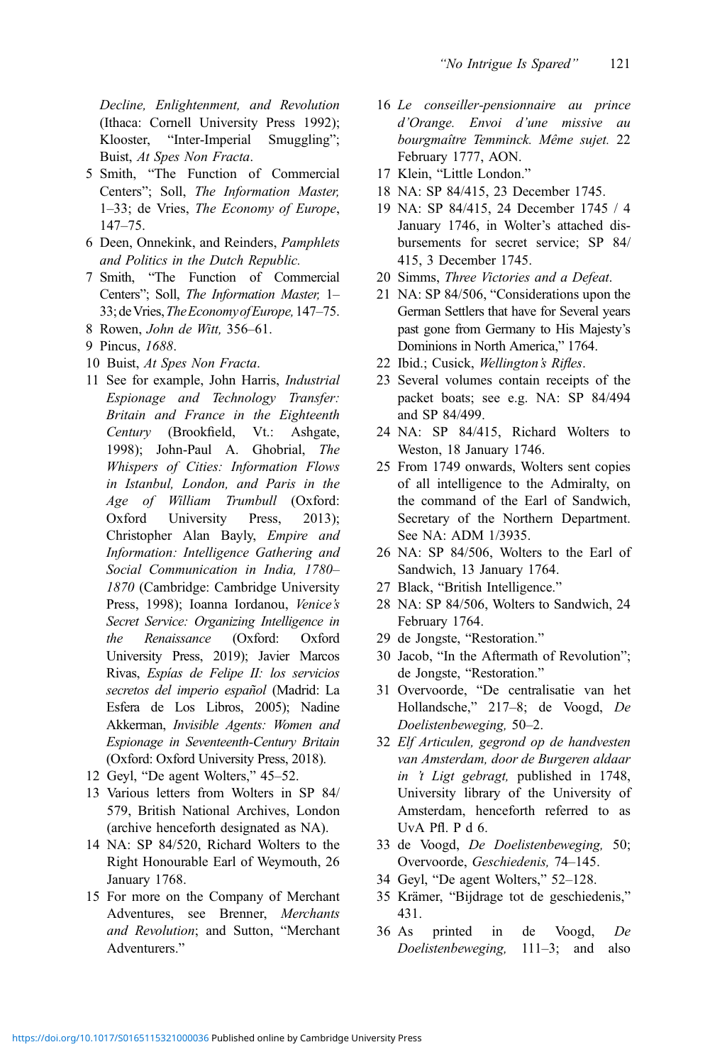*Decline, Enlightenment, and Revolution* (Ithaca: Cornell University Press 1992); Klooster, "Inter-Imperial Smuggling"; Buist, *At Spes Non Fracta*.

5 Smith, "The Function of Commercial Centers"; Soll, *The Information Master,* 1–33; de Vries, *The Economy of Europe*, 147–75.

6 Deen, Onnekink, and Reinders, *Pamphlets and Politics in the Dutch Republic.*

7 Smith, "The Function of Commercial Centers"; Soll, *The Information Master,* 1–33; de Vries, *The Economy of Europe,* 147–75.

8 Rowen, *John de Witt,* 356–61.

9 Pincus, *1688*.

10 Buist, *At Spes Non Fracta*.

11 See for example, John Harris, *Industrial Espionage and Technology Transfer: Britain and France in the Eighteenth Century* (Brookfield, Vt.: Ashgate, 1998); John-Paul A. Ghobrial, *The Whispers of Cities: Information Flows in Istanbul, London, and Paris in the Age of William Trumbull* (Oxford: Oxford University Press, 2013); Christopher Alan Bayly, *Empire and Information: Intelligence Gathering and Social Communication in India, 1780–1870* (Cambridge: Cambridge University Press, 1998); Ioanna Iordanou, *Venice's Secret Service: Organizing Intelligence in the Renaissance* (Oxford: Oxford University Press, 2019); Javier Marcos Rivas, *Espías de Felipe II: los servicios secretos del imperio español* (Madrid: La Esfera de Los Libros, 2005); Nadine Akkerman, *Invisible Agents: Women and Espionage in Seventeenth-Century Britain* (Oxford: Oxford University Press, 2018).

12 Geyl, "De agent Wolters," 45–52.

13 Various letters from Wolters in SP 84/579, British National Archives, London (archive henceforth designated as NA).

14 NA: SP 84/520, Richard Wolters to the Right Honourable Earl of Weymouth, 26 January 1768.

15 For more on the Company of Merchant Adventures, see Brenner, *Merchants and Revolution*; and Sutton, "Merchant Adventurers."

16 *Le conseiller-pensionnaire au prince d'Orange. Envoi d'une missive au bourgmaître Temminck. Même sujet.* 22 February 1777, AON.

17 Klein, "Little London."

18 NA: SP 84/415, 23 December 1745.

19 NA: SP 84/415, 24 December 1745 / 4 January 1746, in Wolter's attached disbursements for secret service; SP 84/415, 3 December 1745.

20 Simms, *Three Victories and a Defeat*.

21 NA: SP 84/506, "Considerations upon the German Settlers that have for Several years past gone from Germany to His Majesty's Dominions in North America," 1764.

22 Ibid.; Cusick, *Wellington's Rifles*.

23 Several volumes contain receipts of the packet boats; see e.g. NA: SP 84/494 and SP 84/499.

24 NA: SP 84/415, Richard Wolters to Weston, 18 January 1746.

25 From 1749 onwards, Wolters sent copies of all intelligence to the Admiralty, on the command of the Earl of Sandwich, Secretary of the Northern Department. See NA: ADM 1/3935.

26 NA: SP 84/506, Wolters to the Earl of Sandwich, 13 January 1764.

27 Black, "British Intelligence."

28 NA: SP 84/506, Wolters to Sandwich, 24 February 1764.

29 de Jongste, "Restoration."

30 Jacob, "In the Aftermath of Revolution"; de Jongste, "Restoration."

31 Overvoorde, "De centralisatie van het Hollandsche," 217–8; de Voogd, *De Doelistenbeweging,* 50–2.

32 *Elf Articulen, gegrond op de handvesten van Amsterdam, door de Burgeren aldaar in 't Ligt gebragt,* published in 1748, University library of the University of Amsterdam, henceforth referred to as UvA Pfl. P d 6.

33 de Voogd, *De Doelistenbeweging,* 50; Overvoorde, *Geschiedenis,* 74–145.

34 Geyl, "De agent Wolters," 52–128.

35 Krämer, "Bijdrage tot de geschiedenis," 431.

36 As printed in de Voogd, *De Doelistenbeweging,* 111–3; and also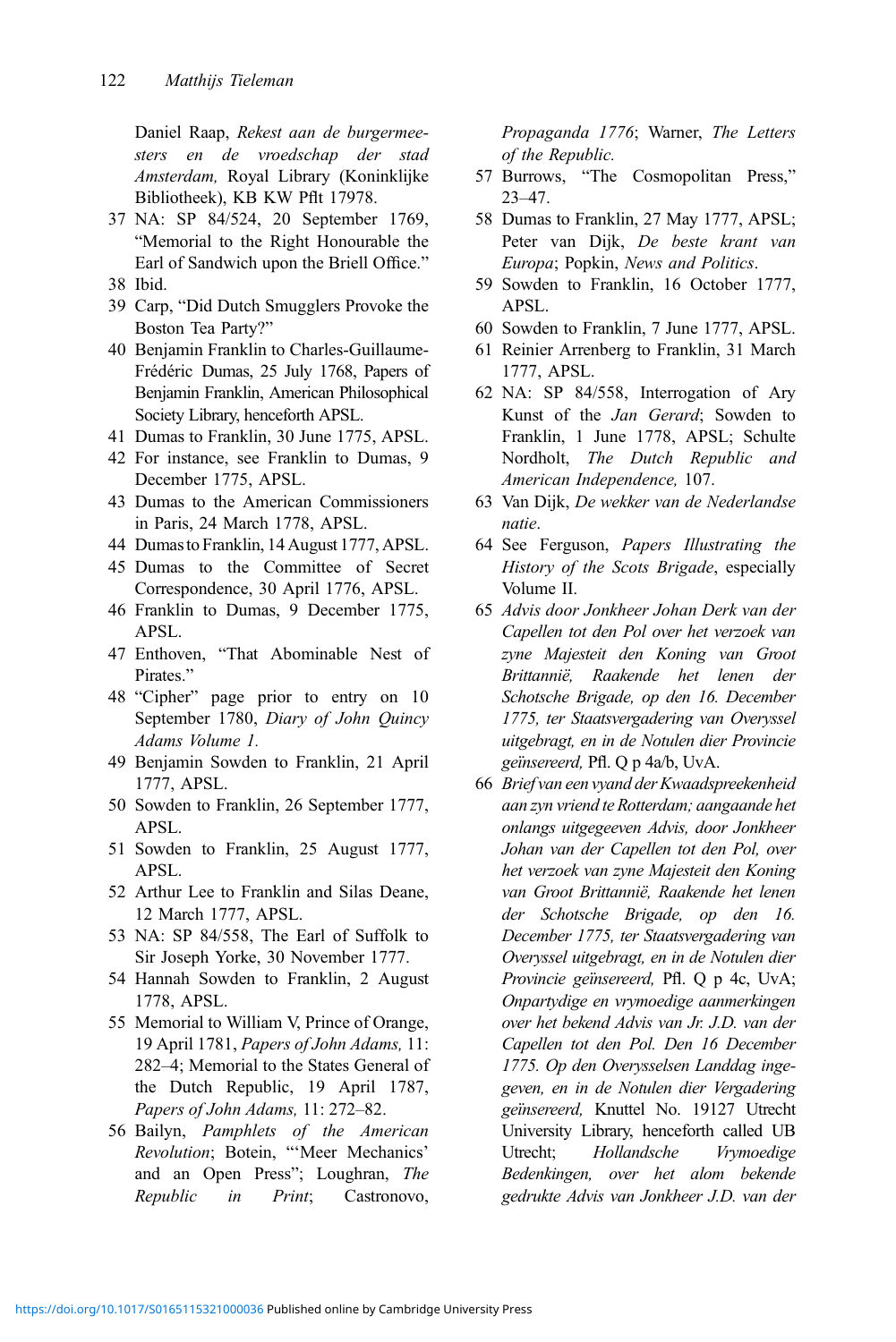Daniel Raap, *Rekest aan de burgermeesters en de vroedschap der stad Amsterdam,* Royal Library (Koninklijke Bibliotheek), KB KW Pflt 17978.

37 NA: SP 84/524, 20 September 1769, "Memorial to the Right Honourable the Earl of Sandwich upon the Briell Office."

38 Ibid.

39 Carp, "Did Dutch Smugglers Provoke the Boston Tea Party?"

40 Benjamin Franklin to Charles-Guillaume-Frédéric Dumas, 25 July 1768, Papers of Benjamin Franklin, American Philosophical Society Library, henceforth APSL.

41 Dumas to Franklin, 30 June 1775, APSL.

42 For instance, see Franklin to Dumas, 9 December 1775, APSL.

43 Dumas to the American Commissioners in Paris, 24 March 1778, APSL.

44 Dumas to Franklin, 14 August 1777, APSL.

45 Dumas to the Committee of Secret Correspondence, 30 April 1776, APSL.

46 Franklin to Dumas, 9 December 1775, APSL.

47 Enthoven, "That Abominable Nest of Pirates."

48 "Cipher" page prior to entry on 10 September 1780, *Diary of John Quincy Adams Volume 1.*

49 Benjamin Sowden to Franklin, 21 April 1777, APSL.

50 Sowden to Franklin, 26 September 1777, APSL.

51 Sowden to Franklin, 25 August 1777, APSL.

52 Arthur Lee to Franklin and Silas Deane, 12 March 1777, APSL.

53 NA: SP 84/558, The Earl of Suffolk to Sir Joseph Yorke, 30 November 1777.

54 Hannah Sowden to Franklin, 2 August 1778, APSL.

55 Memorial to William V, Prince of Orange, 19 April 1781, *Papers of John Adams,* 11: 282–4; Memorial to the States General of the Dutch Republic, 19 April 1787, *Papers of John Adams,* 11: 272–82.

56 Bailyn, *Pamphlets of the American Revolution*; Botein, "'Meer Mechanics' and an Open Press"; Loughran, *The Republic in Print*; Castronovo, *Propaganda 1776*; Warner, *The Letters of the Republic.*

57 Burrows, "The Cosmopolitan Press," 23–47.

58 Dumas to Franklin, 27 May 1777, APSL; Peter van Dijk, *De beste krant van Europa*; Popkin, *News and Politics*.

59 Sowden to Franklin, 16 October 1777, APSL.

60 Sowden to Franklin, 7 June 1777, APSL.

61 Reinier Arrenberg to Franklin, 31 March 1777, APSL.

62 NA: SP 84/558, Interrogation of Ary Kunst of the *Jan Gerard*; Sowden to Franklin, 1 June 1778, APSL; Schulte Nordholt, *The Dutch Republic and American Independence,* 107.

63 Van Dijk, *De wekker van de Nederlandse natie*.

64 See Ferguson, *Papers Illustrating the History of the Scots Brigade*, especially Volume II.

65 *Advis door Jonkheer Johan Derk van der Capellen tot den Pol over het verzoek van zyne Majesteit den Koning van Groot Brittannië, Raakende het lenen der Schotsche Brigade, op den 16. December 1775, ter Staatsvergadering van Overyssel uitgebragt, en in de Notulen dier Provincie geïnsereerd,* Pfl. Q p 4a/b, UvA.

66 *Brief van een vyand der Kwaadspreekenheid aan zyn vriend te Rotterdam; aangaande het onlangs uitgegeeven Advis, door Jonkheer Johan van der Capellen tot den Pol, over het verzoek van zyne Majesteit den Koning van Groot Brittannië, Raakende het lenen der Schotsche Brigade, op den 16. December 1775, ter Staatsvergadering van Overyssel uitgebragt, en in de Notulen dier Provincie geïnsereerd,* Pfl. Q p 4c, UvA; *Onpartydige en vrymoedige aanmerkingen over het bekend Advis van Jr. J.D. van der Capellen tot den Pol. Den 16 December 1775. Op den Overysselsen Landdag ingegeven, en in de Notulen dier Vergadering geïnsereerd,* Knuttel No. 19127 Utrecht University Library, henceforth called UB Utrecht; *Hollandsche Vrymoedige Bedenkingen, over het alom bekende gedrukte Advis van Jonkheer J.D. van der*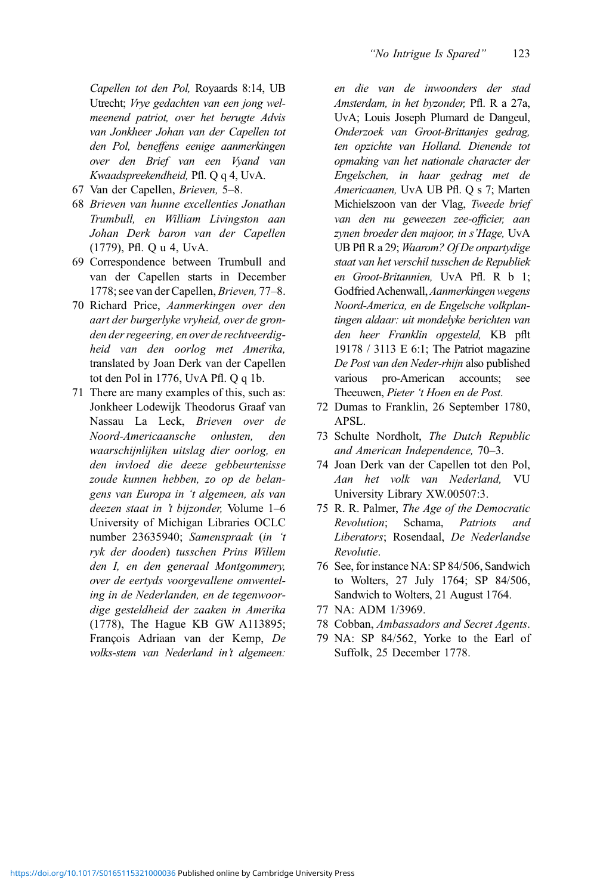*Capellen tot den Pol,* Royaards 8:14, UB Utrecht; *Vrye gedachten van een jong welmeenend patriot, over het berugte Advis van Jonkheer Johan van der Capellen tot den Pol, beneffens eenige aanmerkingen over den Brief van een Vyand van Kwaadspreekendheid,* Pfl. Q q 4, UvA.

67 Van der Capellen, *Brieven,* 5–8.

68 *Brieven van hunne excellenties Jonathan Trumbull, en William Livingston aan Johan Derk baron van der Capellen* (1779), Pfl. Q u 4, UvA.

69 Correspondence between Trumbull and van der Capellen starts in December 1778; see van der Capellen, *Brieven,* 77–8.

70 Richard Price, *Aanmerkingen over den aart der burgerlyke vryheid, over de gronden der regeering, en over de rechtveerdigheid van den oorlog met Amerika,* translated by Joan Derk van der Capellen tot den Pol in 1776, UvA Pfl. Q q 1b.

71 There are many examples of this, such as: Jonkheer Lodewijk Theodorus Graaf van Nassau La Leck, *Brieven over de Noord-Americaansche onlusten, den waarschijnlijken uitslag dier oorlog, en den invloed die deeze gebbeurtenisse zoude kunnen hebben, zo op de belangens van Europa in 't algemeen, als van deezen staat in 't bijzonder,* Volume 1–6 University of Michigan Libraries OCLC number 23635940; *Samenspraak* (*in 't ryk der dooden*) *tusschen Prins Willem den I, en den generaal Montgommery, over de eertyds voorgevallene omwenteling in de Nederlanden, en de tegenwoordige gesteldheid der zaaken in Amerika* (1778), The Hague KB GW A113895; François Adriaan van der Kemp, *De volks-stem van Nederland in't algemeen: en die van de inwoonders der stad Amsterdam, in het byzonder,* Pfl. R a 27a, UvA; Louis Joseph Plumard de Dangeul, *Onderzoek van Groot-Brittanjes gedrag, ten opzichte van Holland. Dienende tot opmaking van het nationale character der Engelschen, in haar gedrag met de Americaanen,* UvA UB Pfl. Q s 7; Marten Michielszoon van der Vlag, *Tweede brief van den nu geweezen zee-officier, aan zynen broeder den majoor, in s'Hage,* UvA UB Pfl R a 29; *Waarom? Of De onpartydige staat van het verschil tusschen de Republiek en Groot-Britannien,* UvA Pfl. R b 1; Godfried Achenwall, *Aanmerkingen wegens Noord-America, en de Engelsche volkplantingen aldaar: uit mondelyke berichten van den heer Franklin opgesteld,* KB pflt 19178 / 3113 E 6:1; The Patriot magazine *De Post van den Neder-rhijn* also published various pro-American accounts; see Theeuwen, *Pieter 't Hoen en de Post.*

72 Dumas to Franklin, 26 September 1780, APSL.

73 Schulte Nordholt, *The Dutch Republic and American Independence,* 70–3.

74 Joan Derk van der Capellen tot den Pol, *Aan het volk van Nederland,* VU University Library XW.00507:3.

75 R. R. Palmer, *The Age of the Democratic Revolution*; Schama, *Patriots and Liberators*; Rosendaal, *De Nederlandse Revolutie*.

76 See, for instance NA: SP 84/506, Sandwich to Wolters, 27 July 1764; SP 84/506, Sandwich to Wolters, 21 August 1764.

77 NA: ADM 1/3969.

78 Cobban, *Ambassadors and Secret Agents*.

79 NA: SP 84/562, Yorke to the Earl of Suffolk, 25 December 1778.